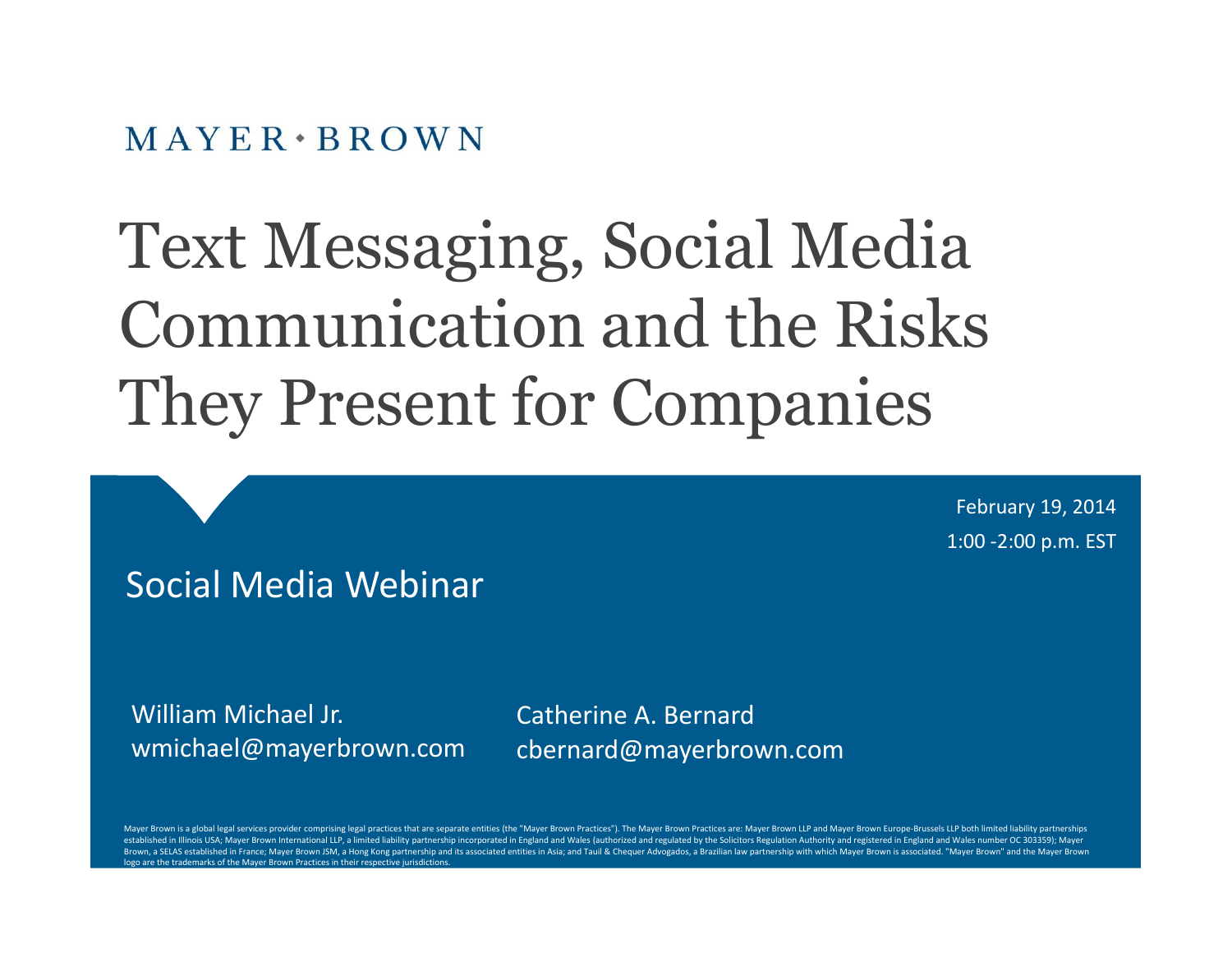MAYER • BROWN

# Text Messaging, Social Media Communication and the Risks They Present for Companies

February 19, 2014

1:00 -2:00 p.m. EST

## Social Media Webinar

William Michael Jr.
wmichael@mayerbrown.com

Catherine A. Bernard
cbernard@mayerbrown.com

Mayer Brown is a global legal services provider comprising legal practices that are separate entities (the "Mayer Brown Practices"). The Mayer Brown Practices are: Mayer Brown LLP and Mayer Brown Europe-Brussels LLP both limited liability partnerships established in Illinois USA; Mayer Brown International LLP, a limited liability partnership incorporated in England and Wales (authorized and regulated by the Solicitors Regulation Authority and registered in England and Wales number OC 303359); Mayer Brown, a SELAS established in France; Mayer Brown JSM, a Hong Kong partnership and its associated entities in Asia; and Tauil & Chequer Advogados, a Brazilian law partnership with which Mayer Brown is associated. "Mayer Brown" and the Mayer Brown logo are the trademarks of the Mayer Brown Practices in their respective jurisdictions.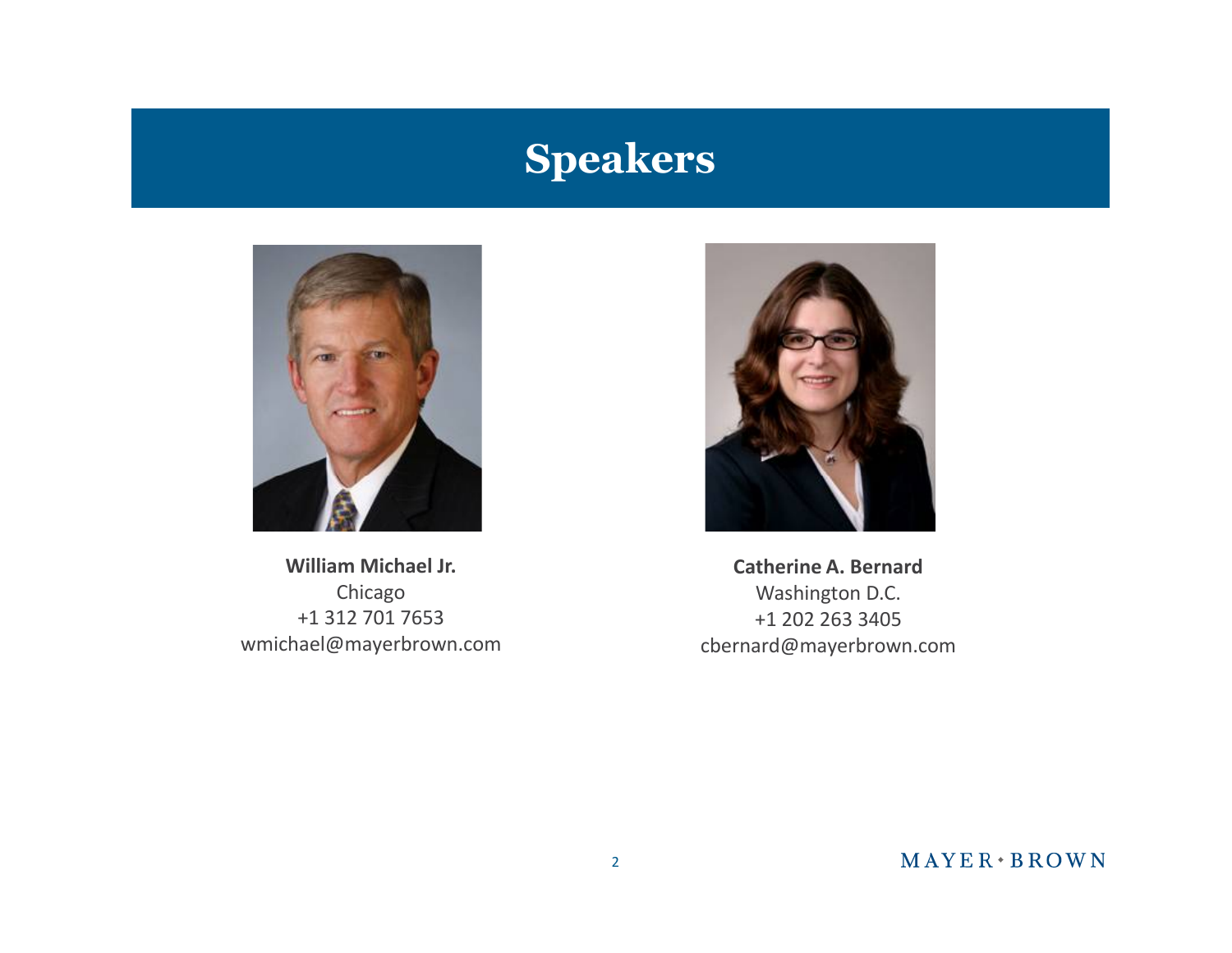# Speakers

**William Michael Jr.**
Chicago
+1 312 701 7653
wmichael@mayerbrown.com

**Catherine A. Bernard**
Washington D.C.
+1 202 263 3405
cbernard@mayerbrown.com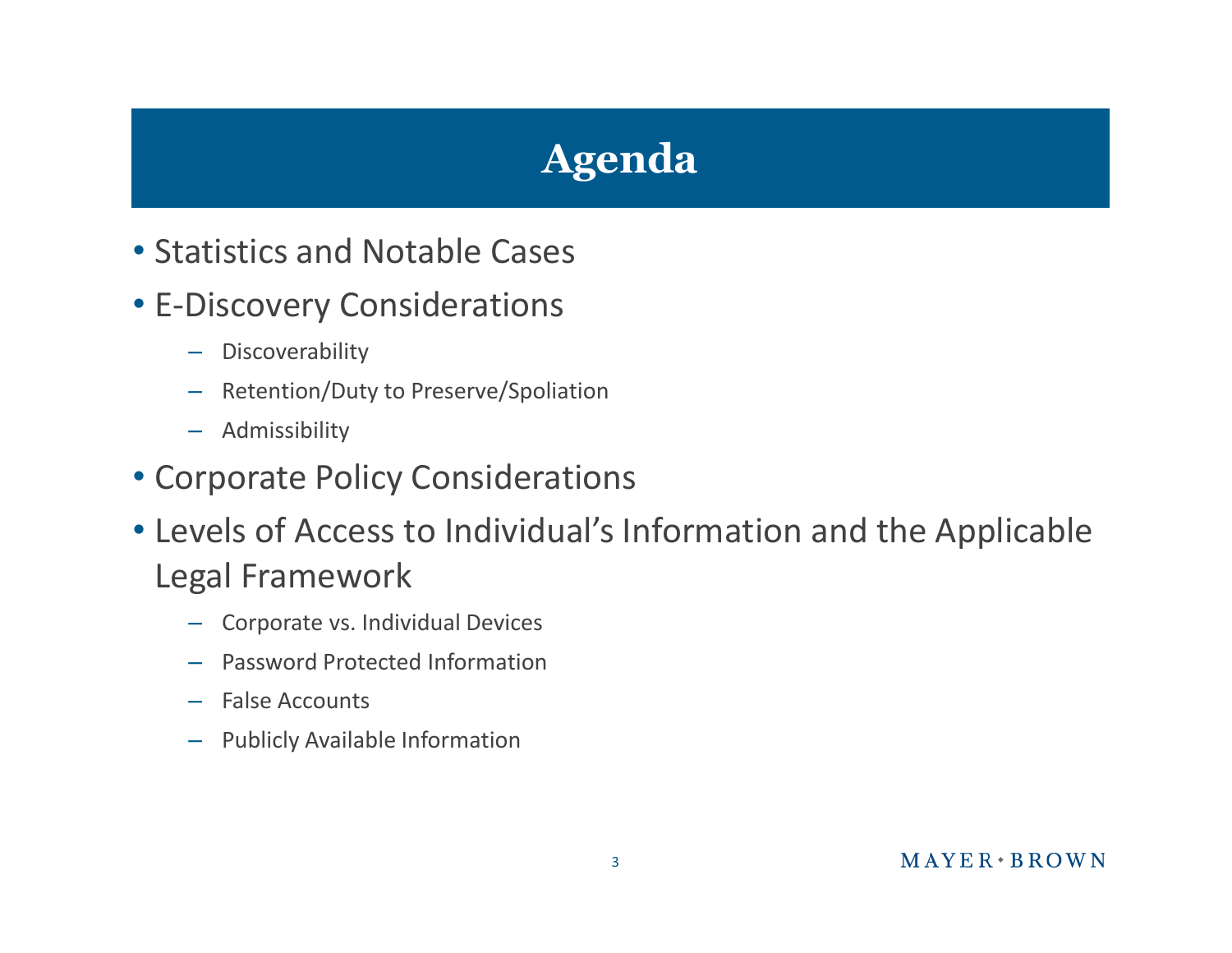# Agenda

- Statistics and Notable Cases
- E-Discovery Considerations
  - Discoverability
  - Retention/Duty to Preserve/Spoliation
  - Admissibility
- Corporate Policy Considerations
- Levels of Access to Individual's Information and the Applicable Legal Framework
  - Corporate vs. Individual Devices
  - Password Protected Information
  - False Accounts
  - Publicly Available Information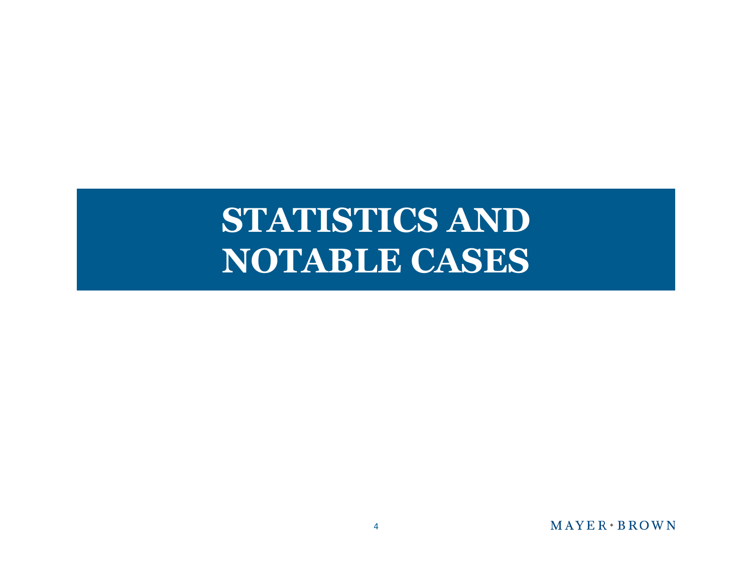# STATISTICS AND NOTABLE CASES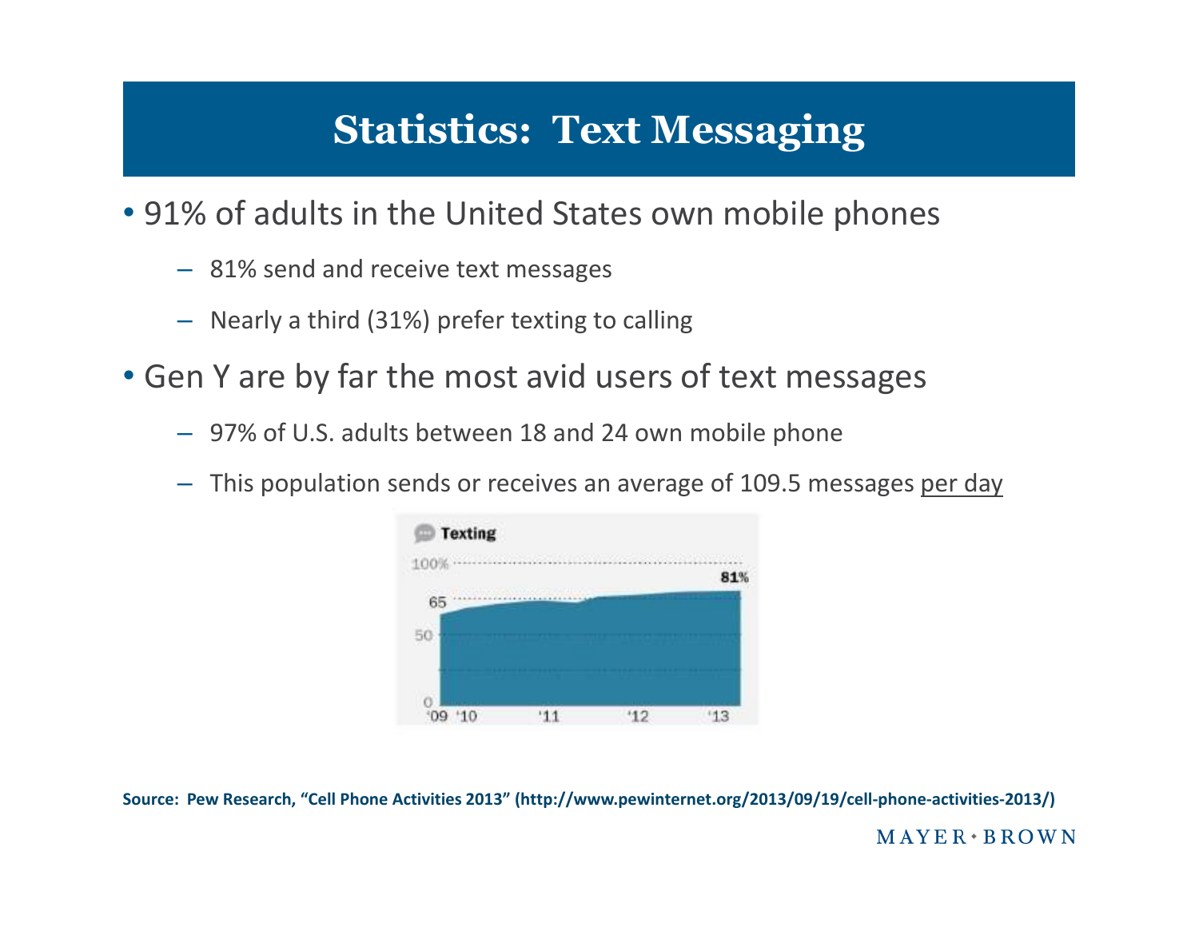# Statistics: Text Messaging

- 91% of adults in the United States own mobile phones
  - 81% send and receive text messages
  - Nearly a third (31%) prefer texting to calling
- Gen Y are by far the most avid users of text messages
  - 97% of U.S. adults between 18 and 24 own mobile phone
  - This population sends or receives an average of 109.5 messages <u>per day</u>

Texting

100%

81%

65

50

0

'09 '10 '11 '12 '13

**Source: Pew Research, "Cell Phone Activities 2013" (http://www.pewinternet.org/2013/09/19/cell-phone-activities-2013/)**

MAYER • BROWN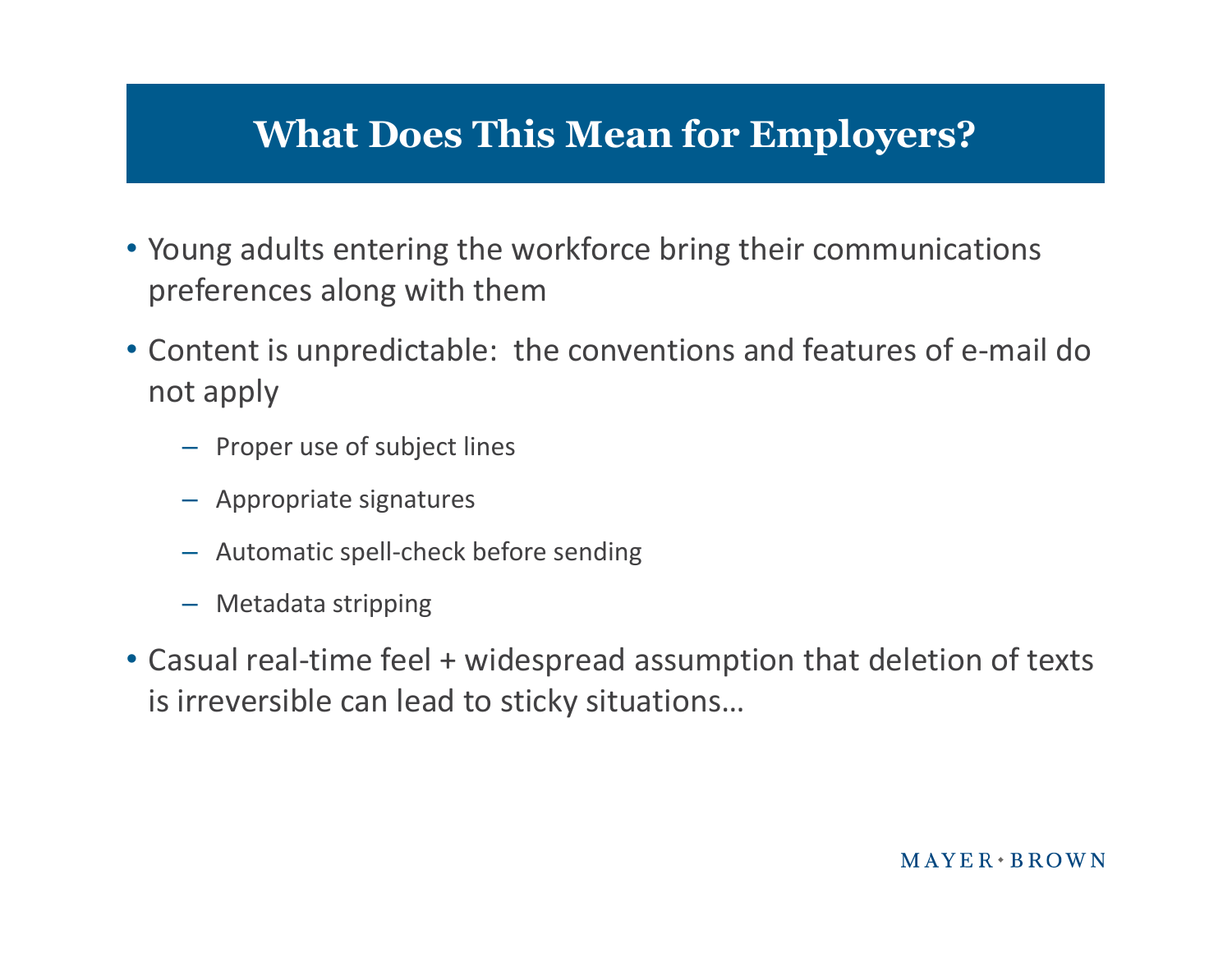# What Does This Mean for Employers?

- Young adults entering the workforce bring their communications preferences along with them
- Content is unpredictable: the conventions and features of e-mail do not apply
  - Proper use of subject lines
  - Appropriate signatures
  - Automatic spell-check before sending
  - Metadata stripping
- Casual real-time feel + widespread assumption that deletion of texts is irreversible can lead to sticky situations…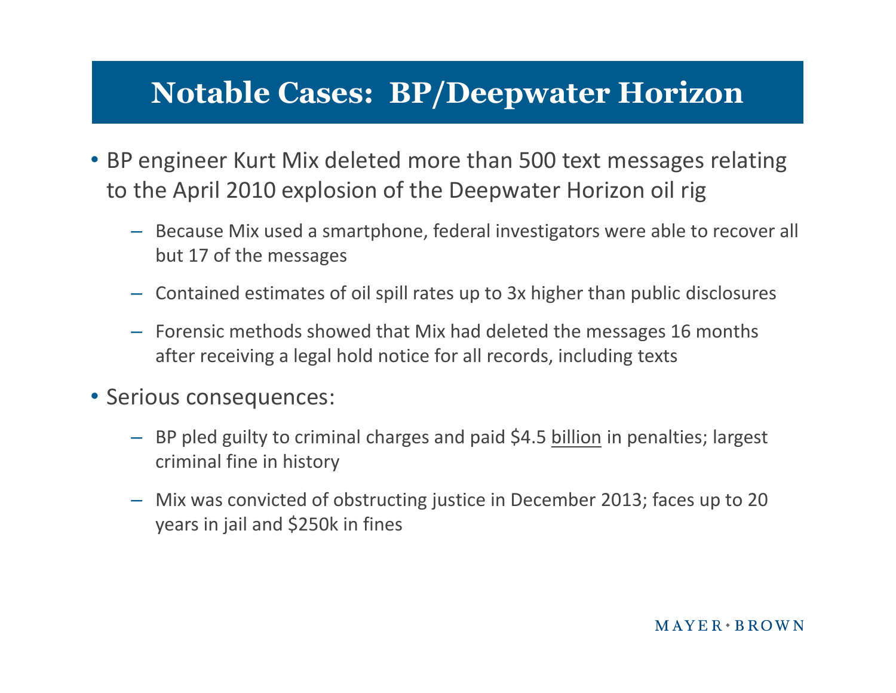# Notable Cases: BP/Deepwater Horizon

- BP engineer Kurt Mix deleted more than 500 text messages relating to the April 2010 explosion of the Deepwater Horizon oil rig
  - Because Mix used a smartphone, federal investigators were able to recover all but 17 of the messages
  - Contained estimates of oil spill rates up to 3x higher than public disclosures
  - Forensic methods showed that Mix had deleted the messages 16 months after receiving a legal hold notice for all records, including texts
- Serious consequences:
  - BP pled guilty to criminal charges and paid $4.5 <u>billion</u> in penalties; largest criminal fine in history
  - Mix was convicted of obstructing justice in December 2013; faces up to 20 years in jail and $250k in fines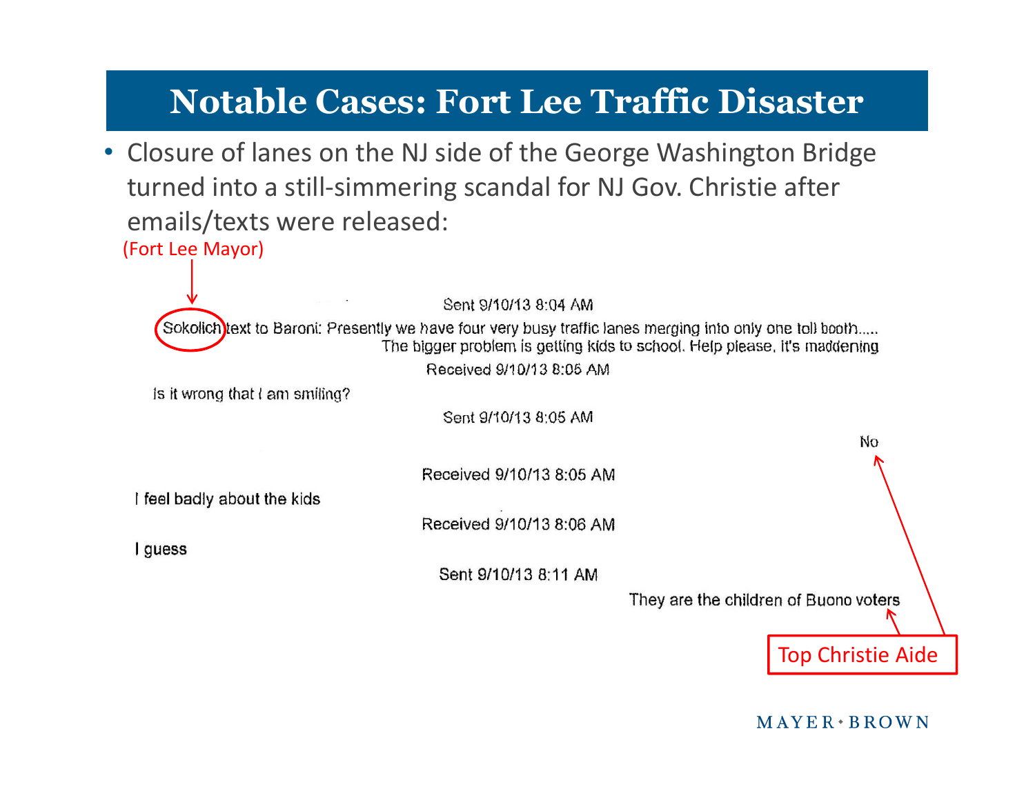# Notable Cases: Fort Lee Traffic Disaster

- Closure of lanes on the NJ side of the George Washington Bridge turned into a still-simmering scandal for NJ Gov. Christie after emails/texts were released:

(Fort Lee Mayor)

Sent 9/10/13 8:04 AM

Sokolich text to Baroni: Presently we have four very busy traffic lanes merging into only one toll booth..... The bigger problem is getting kids to school. Help please. It's maddening

Received 9/10/13 8:05 AM

Is it wrong that I am smiling?

Sent 9/10/13 8:05 AM

No

Received 9/10/13 8:05 AM

I feel badly about the kids

Received 9/10/13 8:06 AM

I guess

Sent 9/10/13 8:11 AM

They are the children of Buono voters

Top Christie Aide

MAYER • BROWN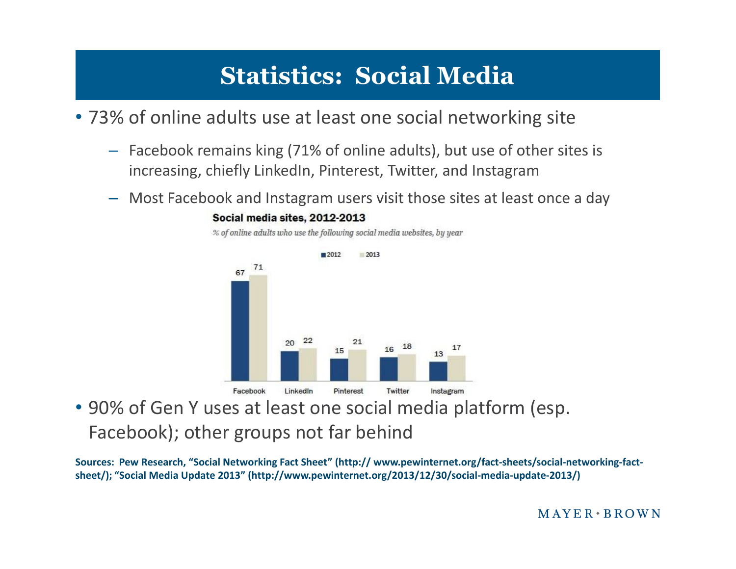# Statistics: Social Media

- 73% of online adults use at least one social networking site
  - Facebook remains king (71% of online adults), but use of other sites is increasing, chiefly LinkedIn, Pinterest, Twitter, and Instagram
  - Most Facebook and Instagram users visit those sites at least once a day

**Social media sites, 2012-2013**

*% of online adults who use the following social media websites, by year*

| | 2012 | 2013 |
|---|---|---|
| Facebook | 67 | 71 |
| LinkedIn | 20 | 22 |
| Pinterest | 15 | 21 |
| Twitter | 16 | 18 |
| Instagram | 13 | 17 |

- 90% of Gen Y uses at least one social media platform (esp. Facebook); other groups not far behind

**Sources: Pew Research, "Social Networking Fact Sheet" (http:// www.pewinternet.org/fact-sheets/social-networking-fact-sheet/); "Social Media Update 2013" (http://www.pewinternet.org/2013/12/30/social-media-update-2013/)**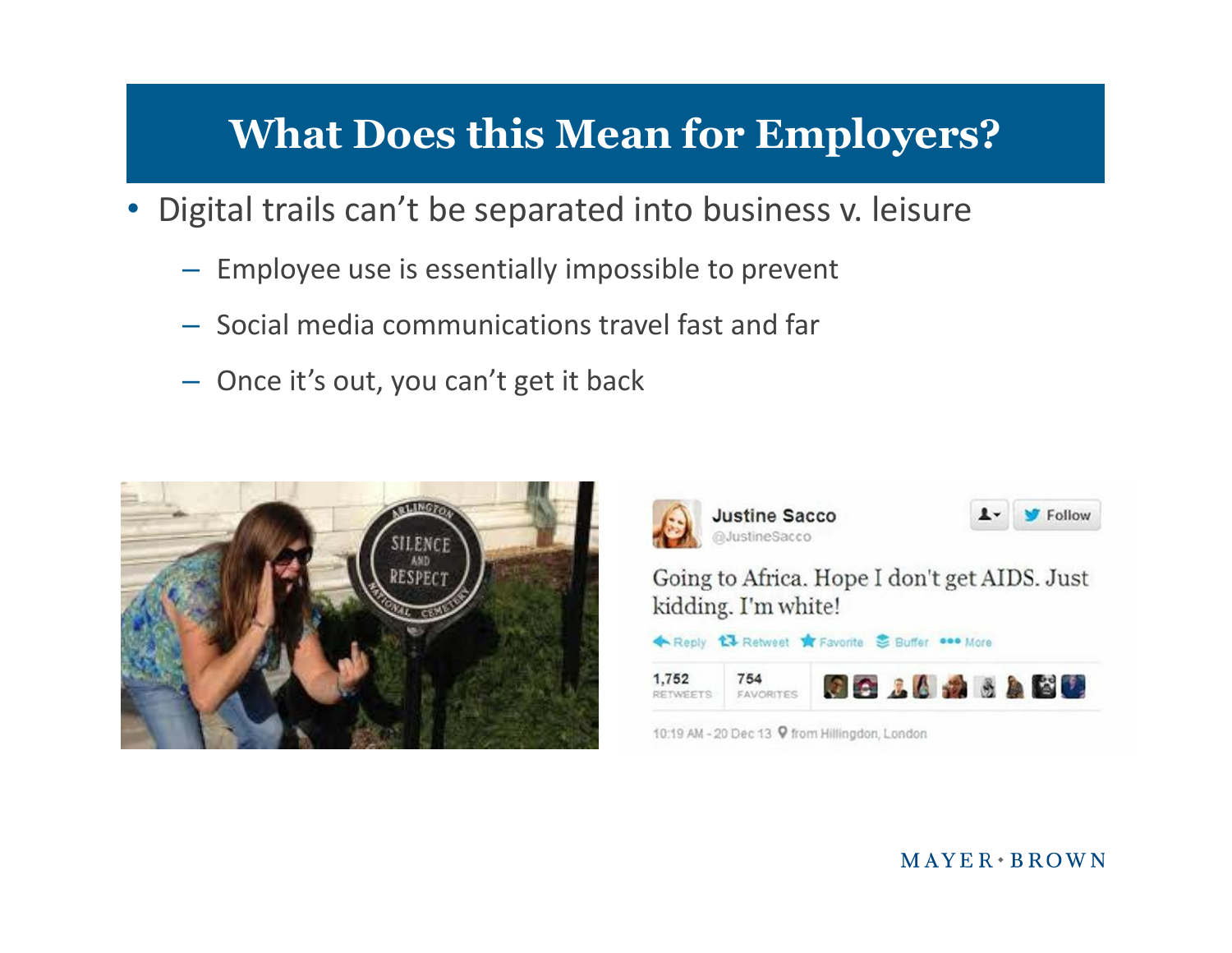# What Does this Mean for Employers?

- Digital trails can't be separated into business v. leisure
  - Employee use is essentially impossible to prevent
  - Social media communications travel fast and far
  - Once it's out, you can't get it back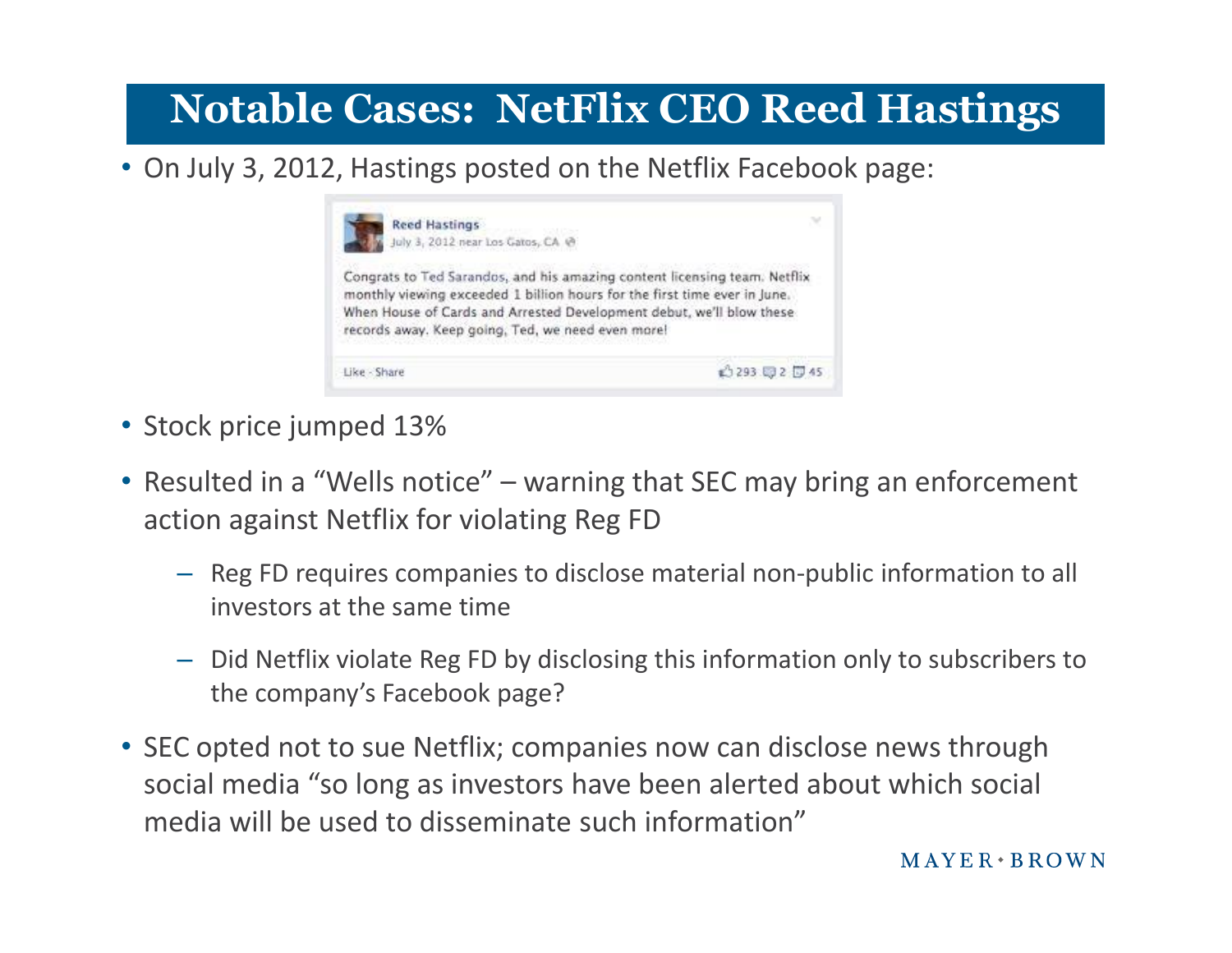# Notable Cases: NetFlix CEO Reed Hastings

- On July 3, 2012, Hastings posted on the Netflix Facebook page:

> **Reed Hastings**
> July 3, 2012 near Los Gatos, CA
>
> Congrats to Ted Sarandos, and his amazing content licensing team. Netflix monthly viewing exceeded 1 billion hours for the first time ever in June. When House of Cards and Arrested Development debut, we'll blow these records away. Keep going, Ted, we need even more!
>
> Like · Share — 293 · 2 · 45

- Stock price jumped 13%
- Resulted in a "Wells notice" – warning that SEC may bring an enforcement action against Netflix for violating Reg FD
  - Reg FD requires companies to disclose material non-public information to all investors at the same time
  - Did Netflix violate Reg FD by disclosing this information only to subscribers to the company's Facebook page?
- SEC opted not to sue Netflix; companies now can disclose news through social media "so long as investors have been alerted about which social media will be used to disseminate such information"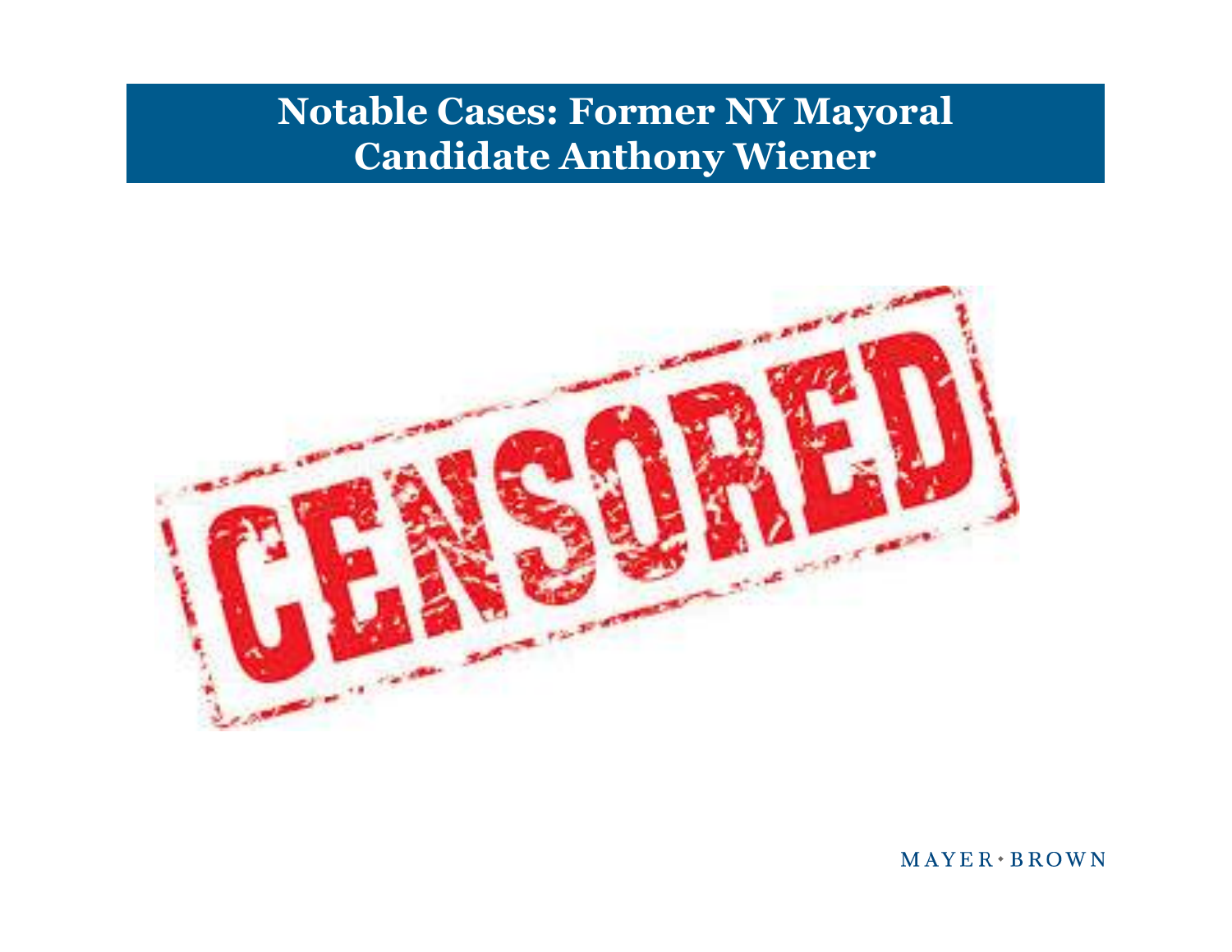# Notable Cases: Former NY Mayoral Candidate Anthony Wiener

CENSORED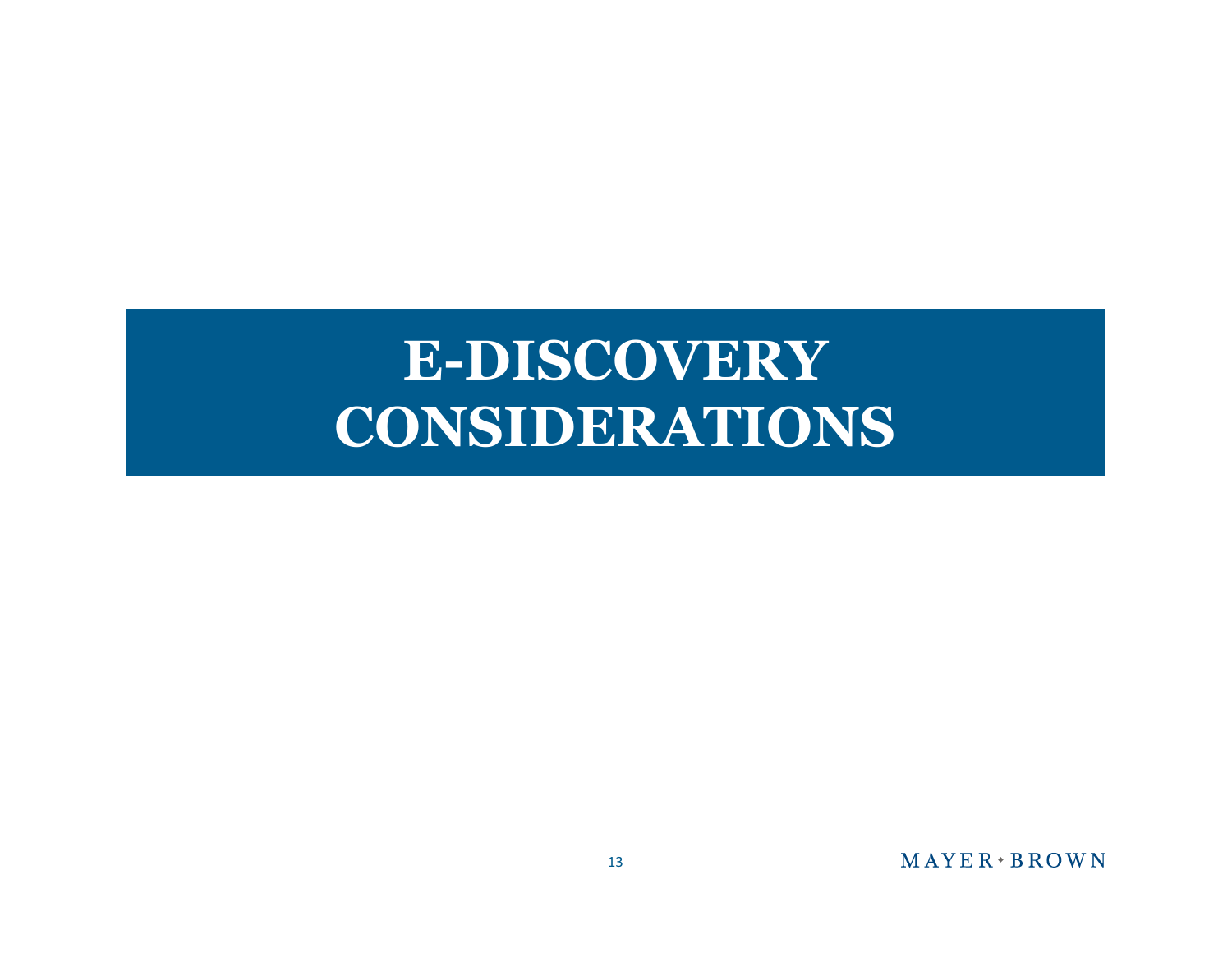# E-DISCOVERY CONSIDERATIONS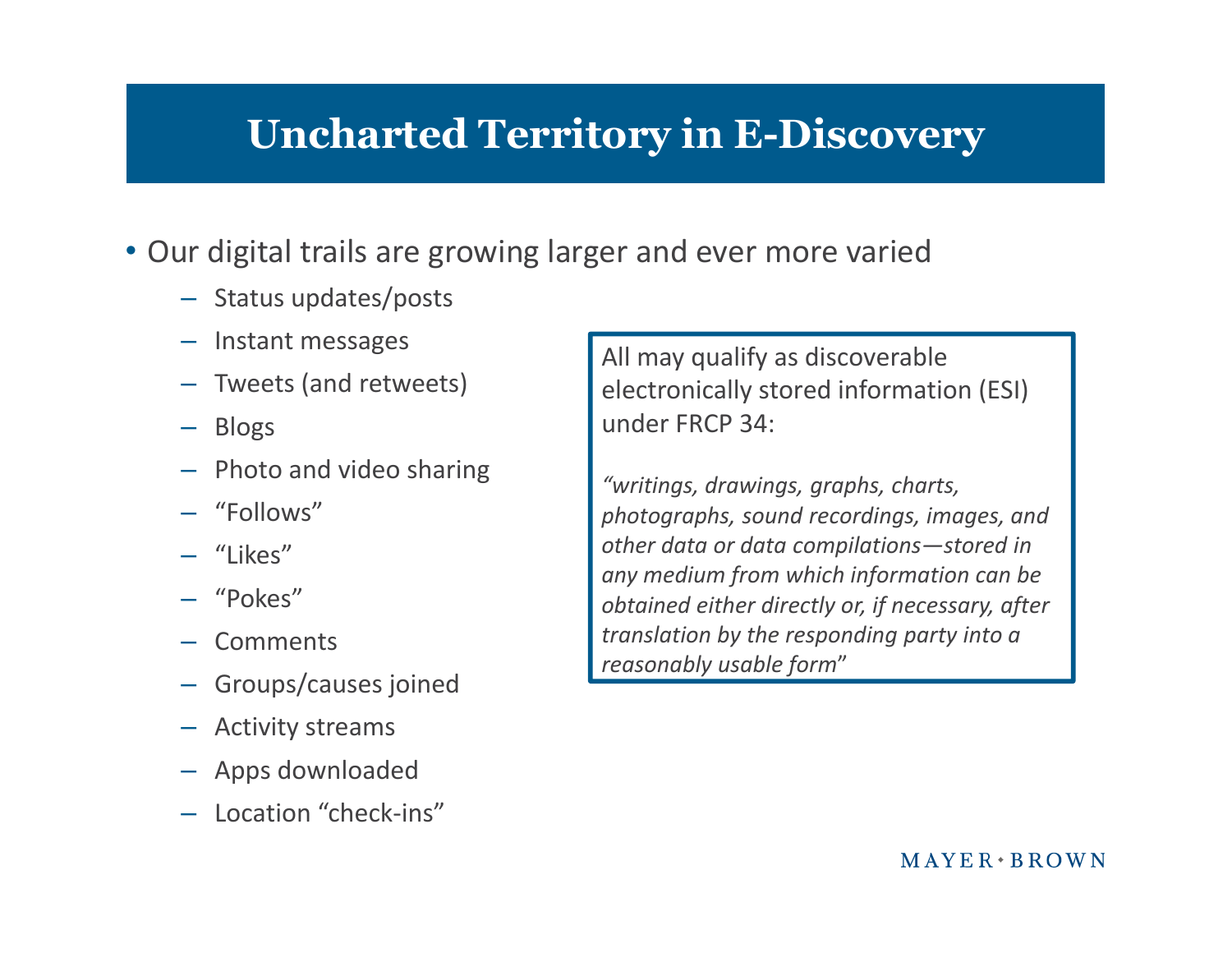# Uncharted Territory in E-Discovery

- Our digital trails are growing larger and ever more varied
  - Status updates/posts
  - Instant messages
  - Tweets (and retweets)
  - Blogs
  - Photo and video sharing
  - "Follows"
  - "Likes"
  - "Pokes"
  - Comments
  - Groups/causes joined
  - Activity streams
  - Apps downloaded
  - Location "check-ins"

> All may qualify as discoverable electronically stored information (ESI) under FRCP 34:
>
> *"writings, drawings, graphs, charts, photographs, sound recordings, images, and other data or data compilations—stored in any medium from which information can be obtained either directly or, if necessary, after translation by the responding party into a reasonably usable form"*

MAYER • BROWN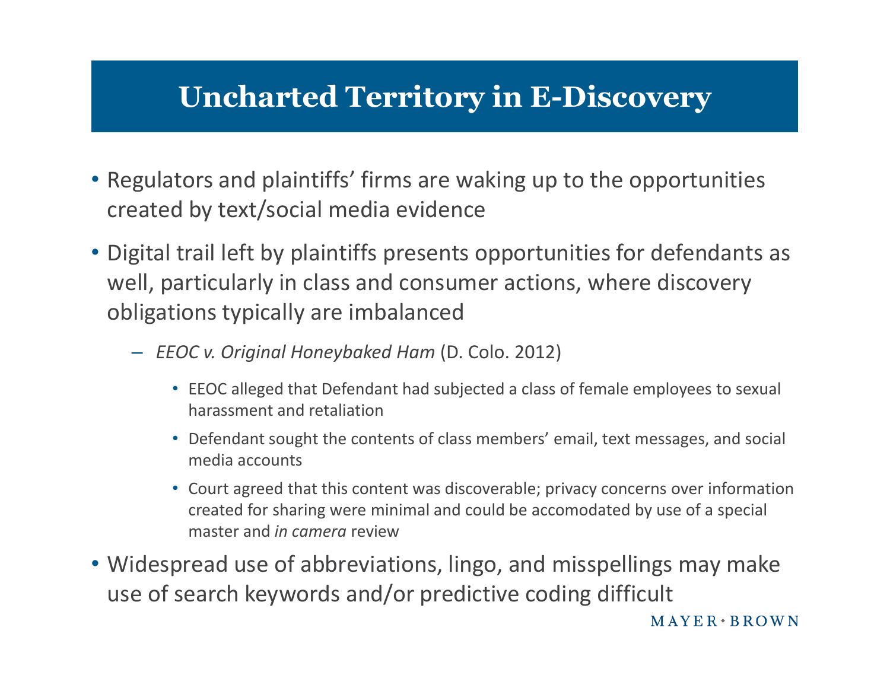# Uncharted Territory in E-Discovery

- Regulators and plaintiffs' firms are waking up to the opportunities created by text/social media evidence
- Digital trail left by plaintiffs presents opportunities for defendants as well, particularly in class and consumer actions, where discovery obligations typically are imbalanced
  - *EEOC v. Original Honeybaked Ham* (D. Colo. 2012)
    - EEOC alleged that Defendant had subjected a class of female employees to sexual harassment and retaliation
    - Defendant sought the contents of class members' email, text messages, and social media accounts
    - Court agreed that this content was discoverable; privacy concerns over information created for sharing were minimal and could be accomodated by use of a special master and *in camera* review
- Widespread use of abbreviations, lingo, and misspellings may make use of search keywords and/or predictive coding difficult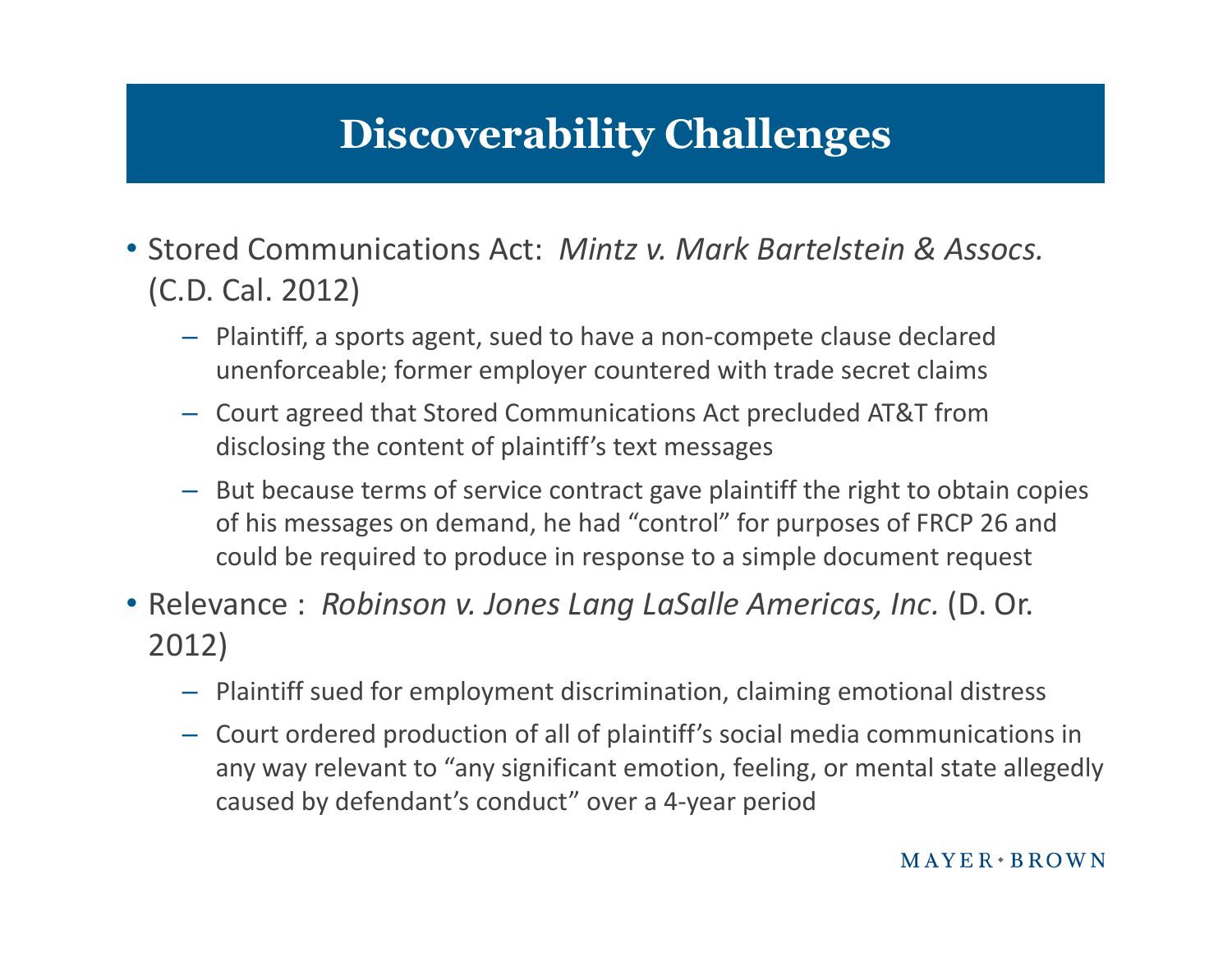# Discoverability Challenges

- Stored Communications Act: *Mintz v. Mark Bartelstein & Assocs.* (C.D. Cal. 2012)
  - Plaintiff, a sports agent, sued to have a non-compete clause declared unenforceable; former employer countered with trade secret claims
  - Court agreed that Stored Communications Act precluded AT&T from disclosing the content of plaintiff's text messages
  - But because terms of service contract gave plaintiff the right to obtain copies of his messages on demand, he had "control" for purposes of FRCP 26 and could be required to produce in response to a simple document request
- Relevance : *Robinson v. Jones Lang LaSalle Americas, Inc.* (D. Or. 2012)
  - Plaintiff sued for employment discrimination, claiming emotional distress
  - Court ordered production of all of plaintiff's social media communications in any way relevant to "any significant emotion, feeling, or mental state allegedly caused by defendant's conduct" over a 4-year period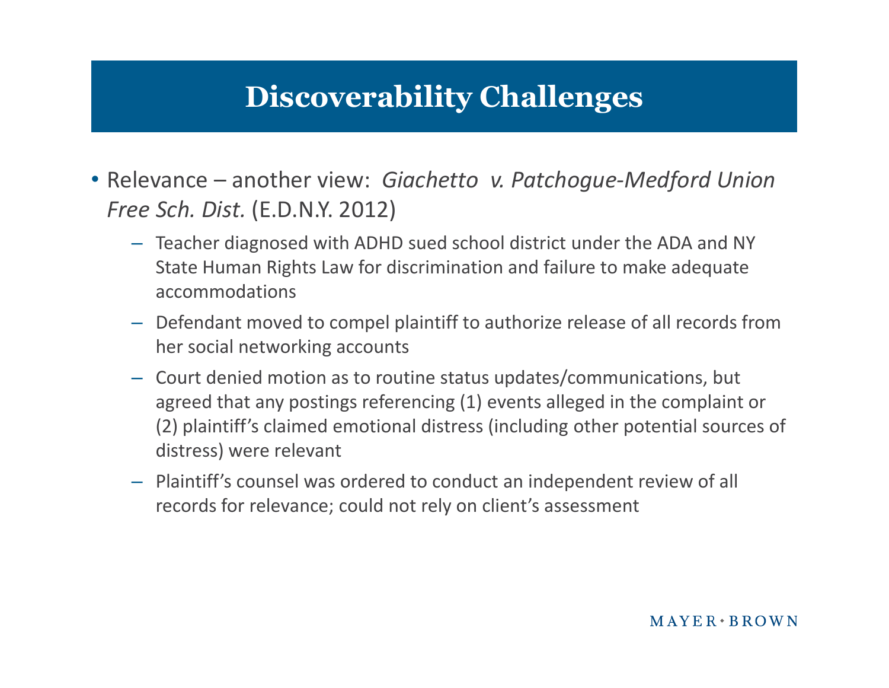# Discoverability Challenges

- Relevance – another view: *Giachetto v. Patchogue-Medford Union Free Sch. Dist.* (E.D.N.Y. 2012)
  - Teacher diagnosed with ADHD sued school district under the ADA and NY State Human Rights Law for discrimination and failure to make adequate accommodations
  - Defendant moved to compel plaintiff to authorize release of all records from her social networking accounts
  - Court denied motion as to routine status updates/communications, but agreed that any postings referencing (1) events alleged in the complaint or (2) plaintiff's claimed emotional distress (including other potential sources of distress) were relevant
  - Plaintiff's counsel was ordered to conduct an independent review of all records for relevance; could not rely on client's assessment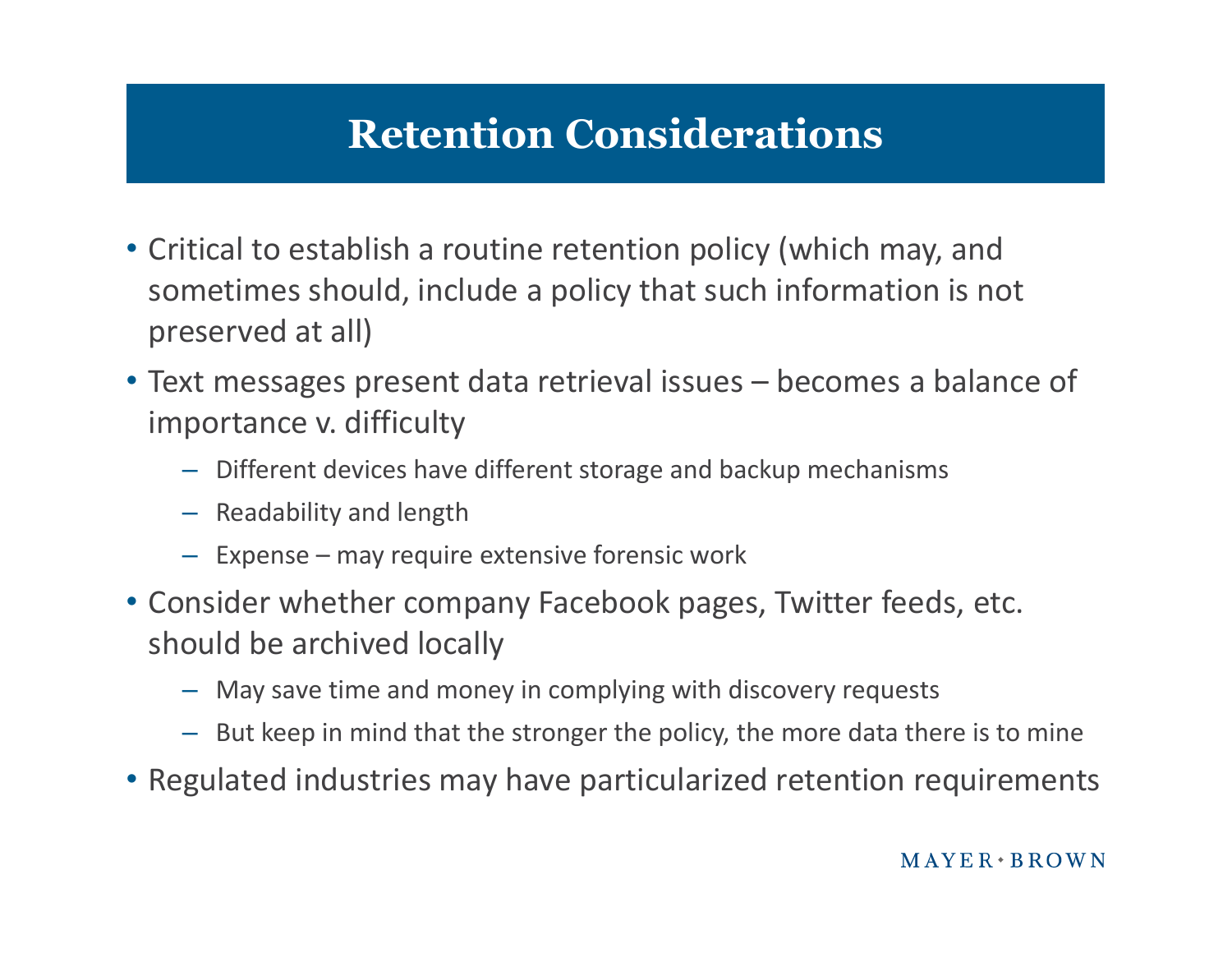# Retention Considerations

- Critical to establish a routine retention policy (which may, and sometimes should, include a policy that such information is not preserved at all)
- Text messages present data retrieval issues – becomes a balance of importance v. difficulty
  - Different devices have different storage and backup mechanisms
  - Readability and length
  - Expense – may require extensive forensic work
- Consider whether company Facebook pages, Twitter feeds, etc. should be archived locally
  - May save time and money in complying with discovery requests
  - But keep in mind that the stronger the policy, the more data there is to mine
- Regulated industries may have particularized retention requirements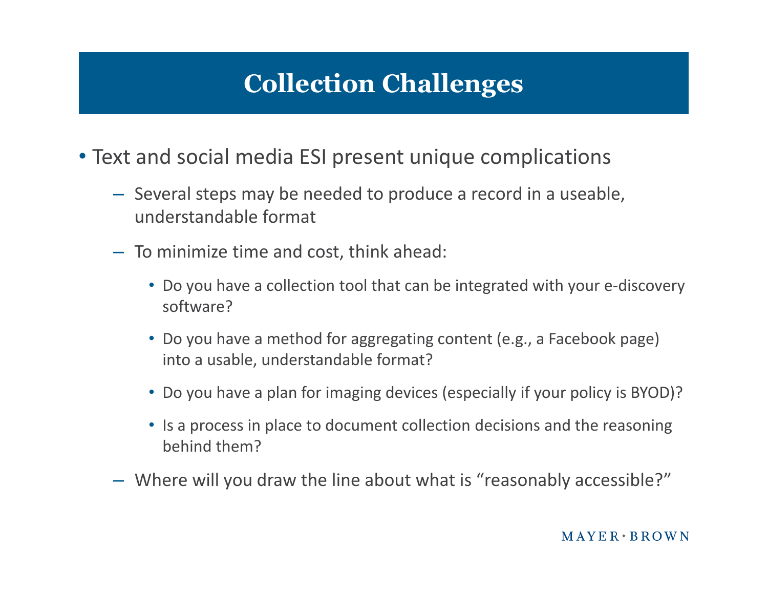# Collection Challenges

- Text and social media ESI present unique complications
  - Several steps may be needed to produce a record in a useable, understandable format
  - To minimize time and cost, think ahead:
    - Do you have a collection tool that can be integrated with your e-discovery software?
    - Do you have a method for aggregating content (e.g., a Facebook page) into a usable, understandable format?
    - Do you have a plan for imaging devices (especially if your policy is BYOD)?
    - Is a process in place to document collection decisions and the reasoning behind them?
  - Where will you draw the line about what is "reasonably accessible?"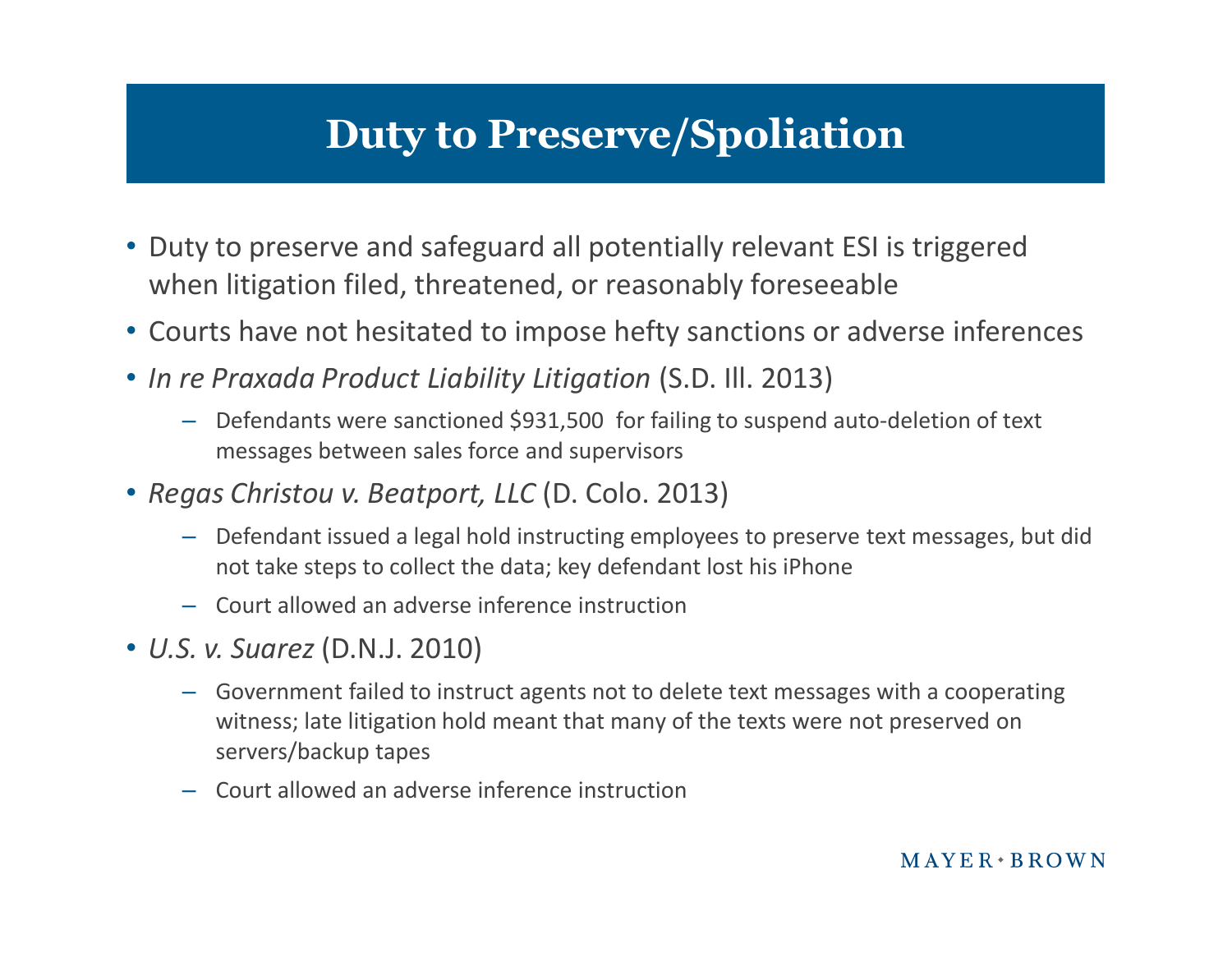# Duty to Preserve/Spoliation

- Duty to preserve and safeguard all potentially relevant ESI is triggered when litigation filed, threatened, or reasonably foreseeable
- Courts have not hesitated to impose hefty sanctions or adverse inferences
- *In re Praxada Product Liability Litigation* (S.D. Ill. 2013)
  - Defendants were sanctioned $931,500 for failing to suspend auto-deletion of text messages between sales force and supervisors
- *Regas Christou v. Beatport, LLC* (D. Colo. 2013)
  - Defendant issued a legal hold instructing employees to preserve text messages, but did not take steps to collect the data; key defendant lost his iPhone
  - Court allowed an adverse inference instruction
- *U.S. v. Suarez* (D.N.J. 2010)
  - Government failed to instruct agents not to delete text messages with a cooperating witness; late litigation hold meant that many of the texts were not preserved on servers/backup tapes
  - Court allowed an adverse inference instruction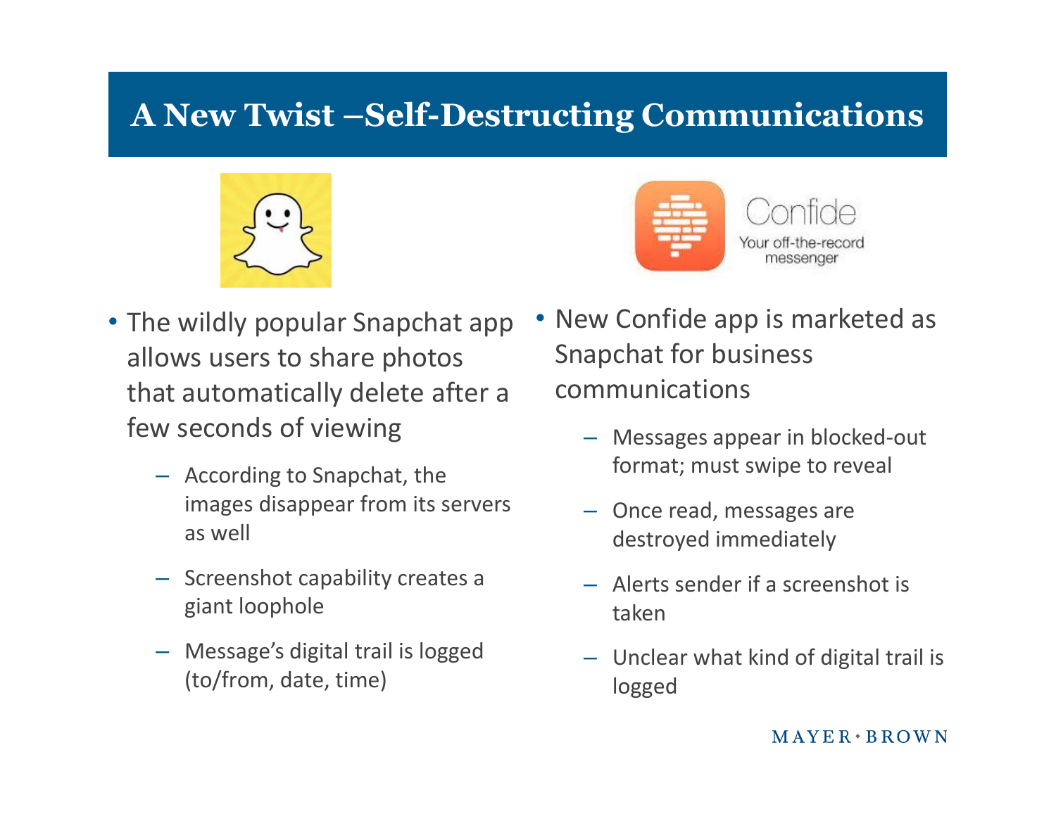# A New Twist –Self-Destructing Communications

- The wildly popular Snapchat app allows users to share photos that automatically delete after a few seconds of viewing
  - According to Snapchat, the images disappear from its servers as well
  - Screenshot capability creates a giant loophole
  - Message's digital trail is logged (to/from, date, time)

Confide
Your off-the-record messenger

- New Confide app is marketed as Snapchat for business communications
  - Messages appear in blocked-out format; must swipe to reveal
  - Once read, messages are destroyed immediately
  - Alerts sender if a screenshot is taken
  - Unclear what kind of digital trail is logged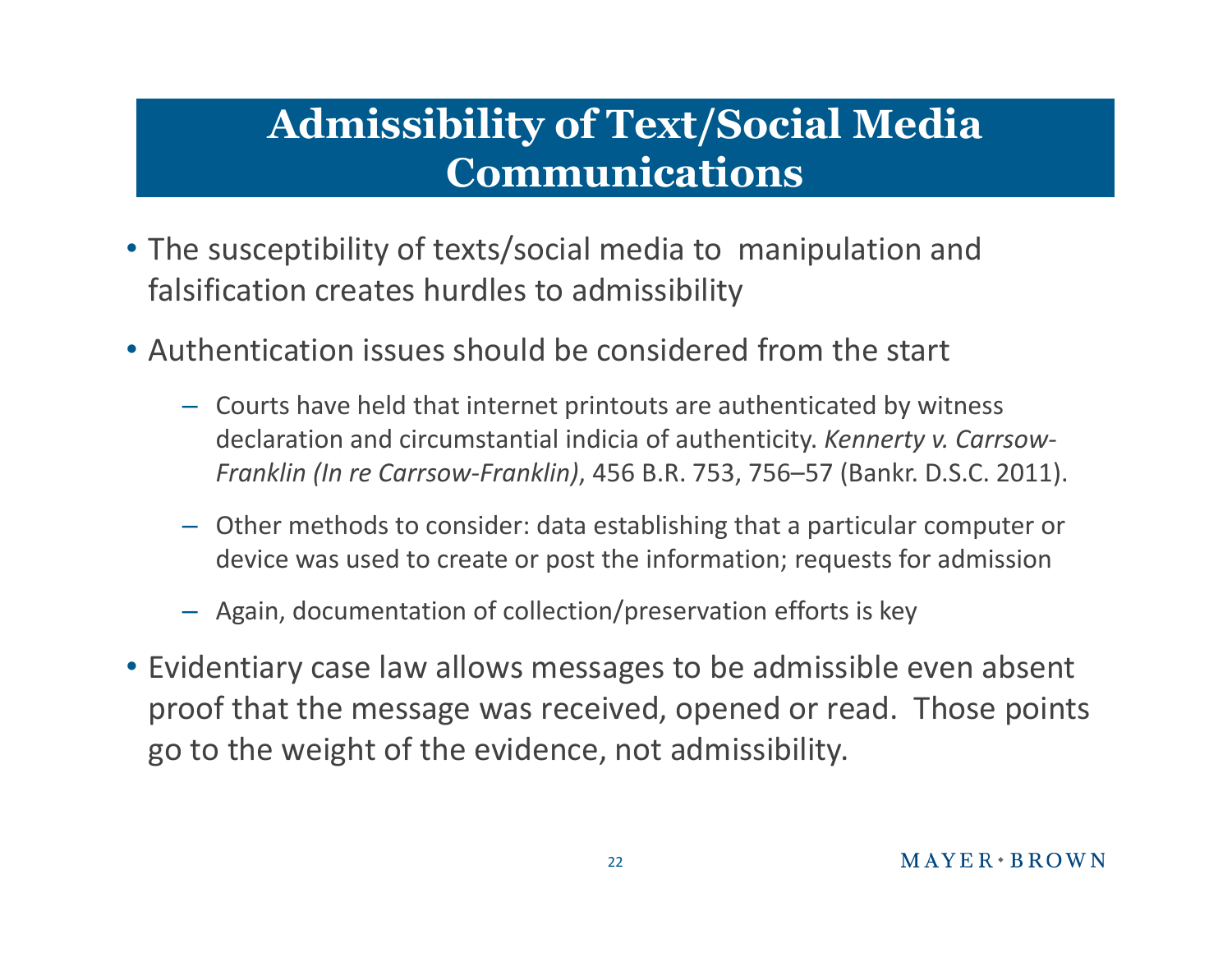# Admissibility of Text/Social Media Communications

- The susceptibility of texts/social media to manipulation and falsification creates hurdles to admissibility
- Authentication issues should be considered from the start
  - Courts have held that internet printouts are authenticated by witness declaration and circumstantial indicia of authenticity. *Kennerty v. Carrsow-Franklin (In re Carrsow-Franklin)*, 456 B.R. 753, 756–57 (Bankr. D.S.C. 2011).
  - Other methods to consider: data establishing that a particular computer or device was used to create or post the information; requests for admission
  - Again, documentation of collection/preservation efforts is key
- Evidentiary case law allows messages to be admissible even absent proof that the message was received, opened or read. Those points go to the weight of the evidence, not admissibility.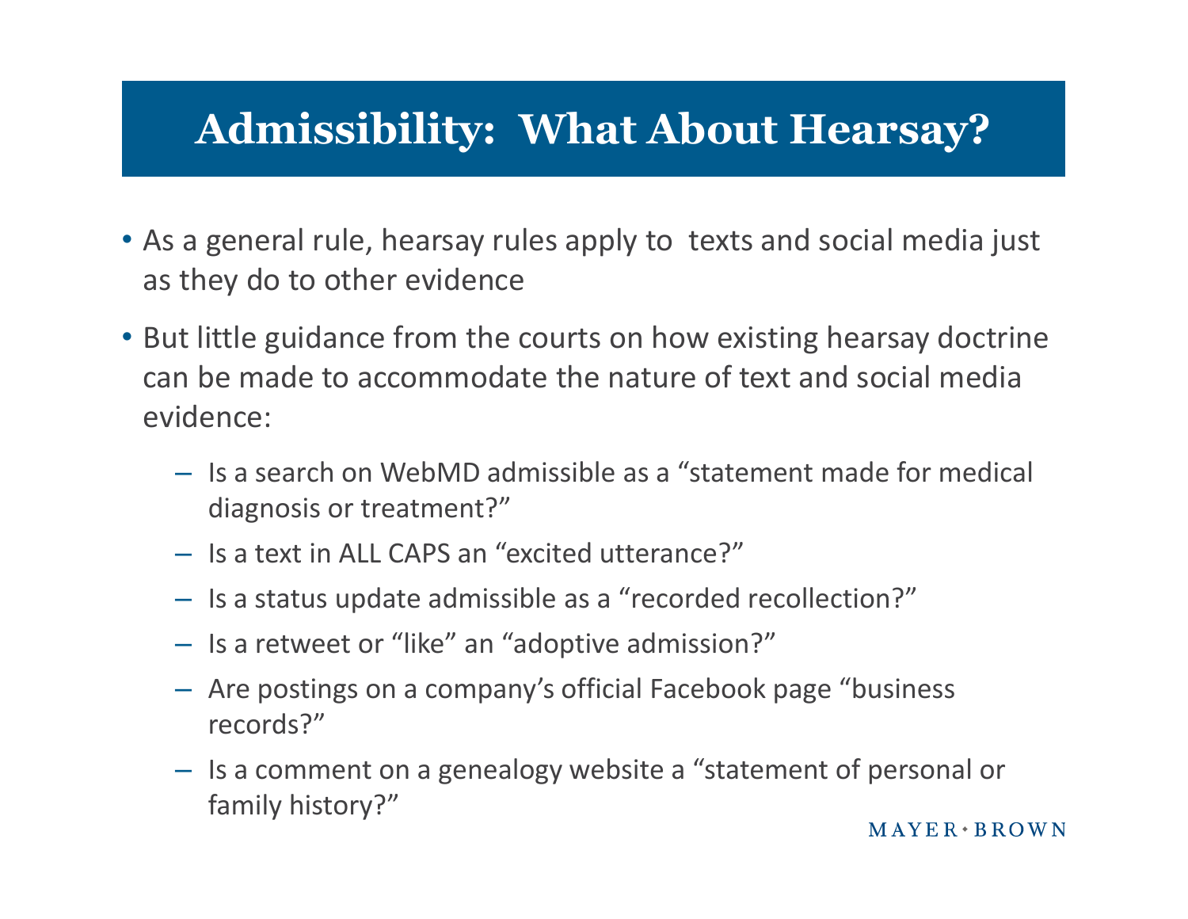# Admissibility: What About Hearsay?

- As a general rule, hearsay rules apply to texts and social media just as they do to other evidence
- But little guidance from the courts on how existing hearsay doctrine can be made to accommodate the nature of text and social media evidence:
  - Is a search on WebMD admissible as a "statement made for medical diagnosis or treatment?"
  - Is a text in ALL CAPS an "excited utterance?"
  - Is a status update admissible as a "recorded recollection?"
  - Is a retweet or "like" an "adoptive admission?"
  - Are postings on a company's official Facebook page "business records?"
  - Is a comment on a genealogy website a "statement of personal or family history?"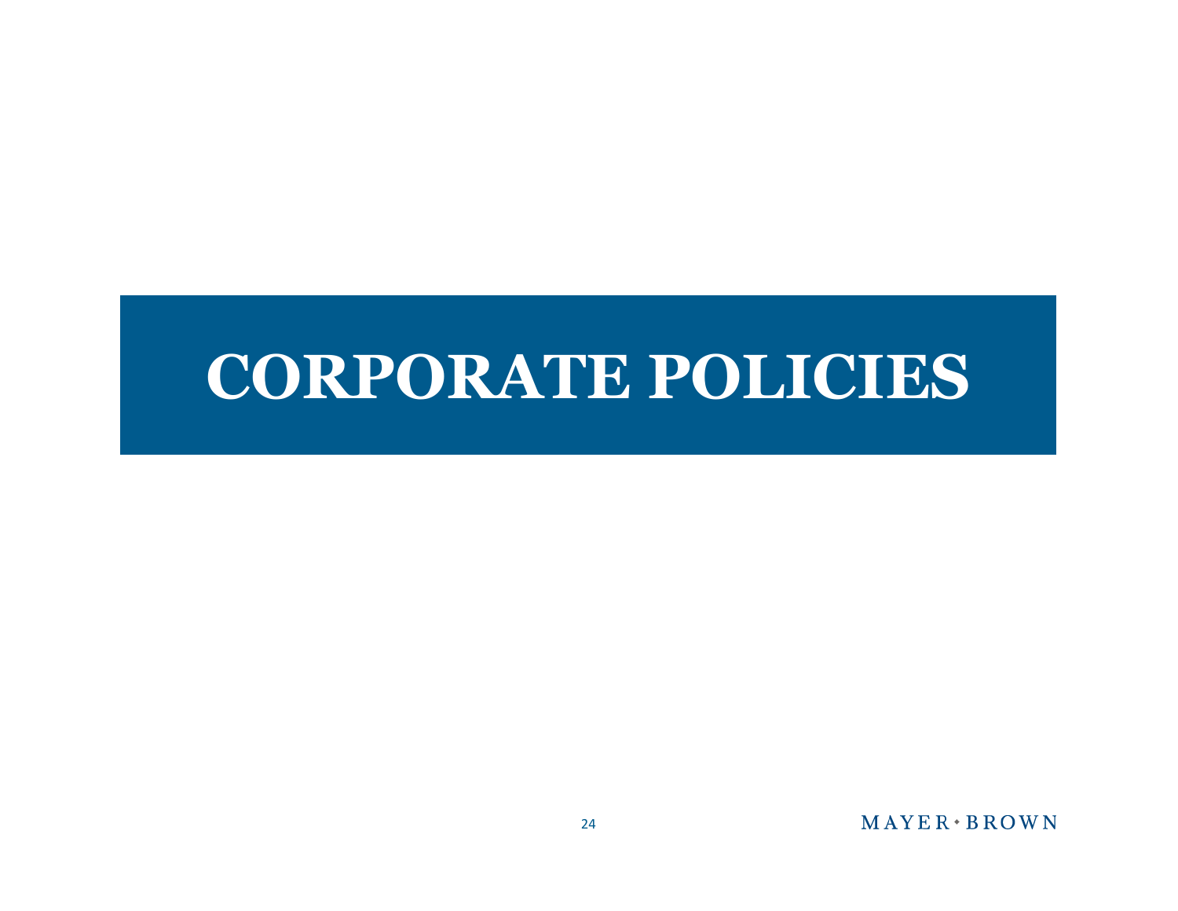# CORPORATE POLICIES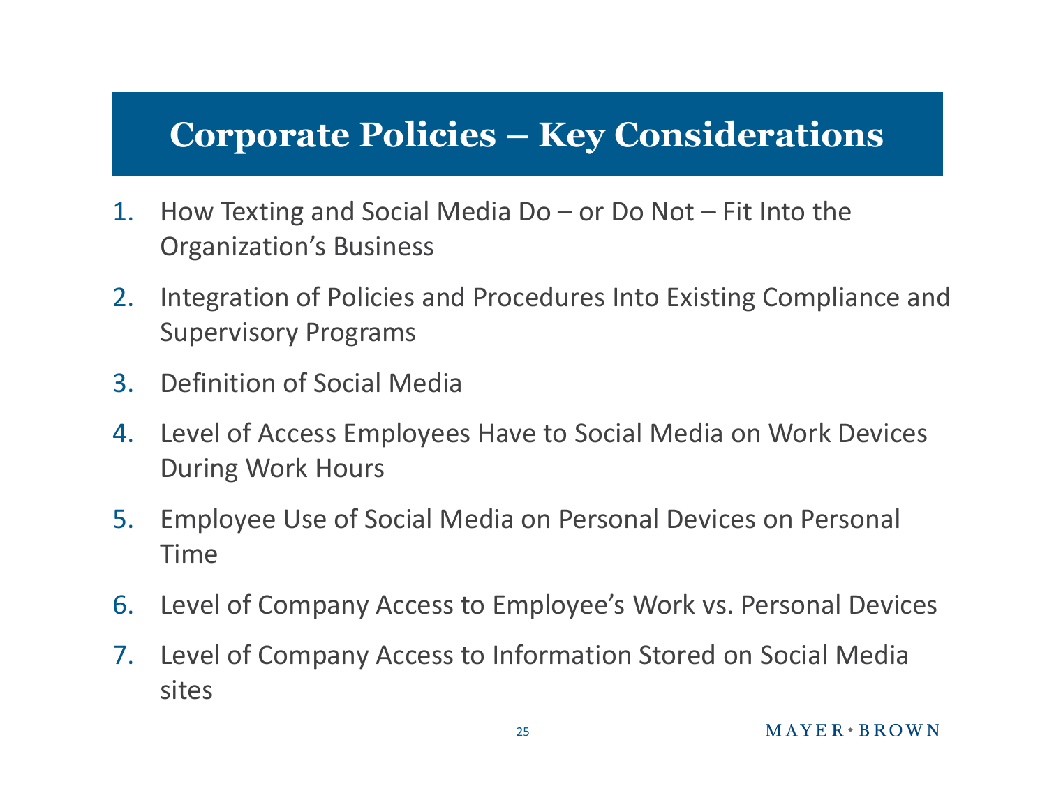# Corporate Policies – Key Considerations

1. How Texting and Social Media Do – or Do Not – Fit Into the Organization's Business
2. Integration of Policies and Procedures Into Existing Compliance and Supervisory Programs
3. Definition of Social Media
4. Level of Access Employees Have to Social Media on Work Devices During Work Hours
5. Employee Use of Social Media on Personal Devices on Personal Time
6. Level of Company Access to Employee's Work vs. Personal Devices
7. Level of Company Access to Information Stored on Social Media sites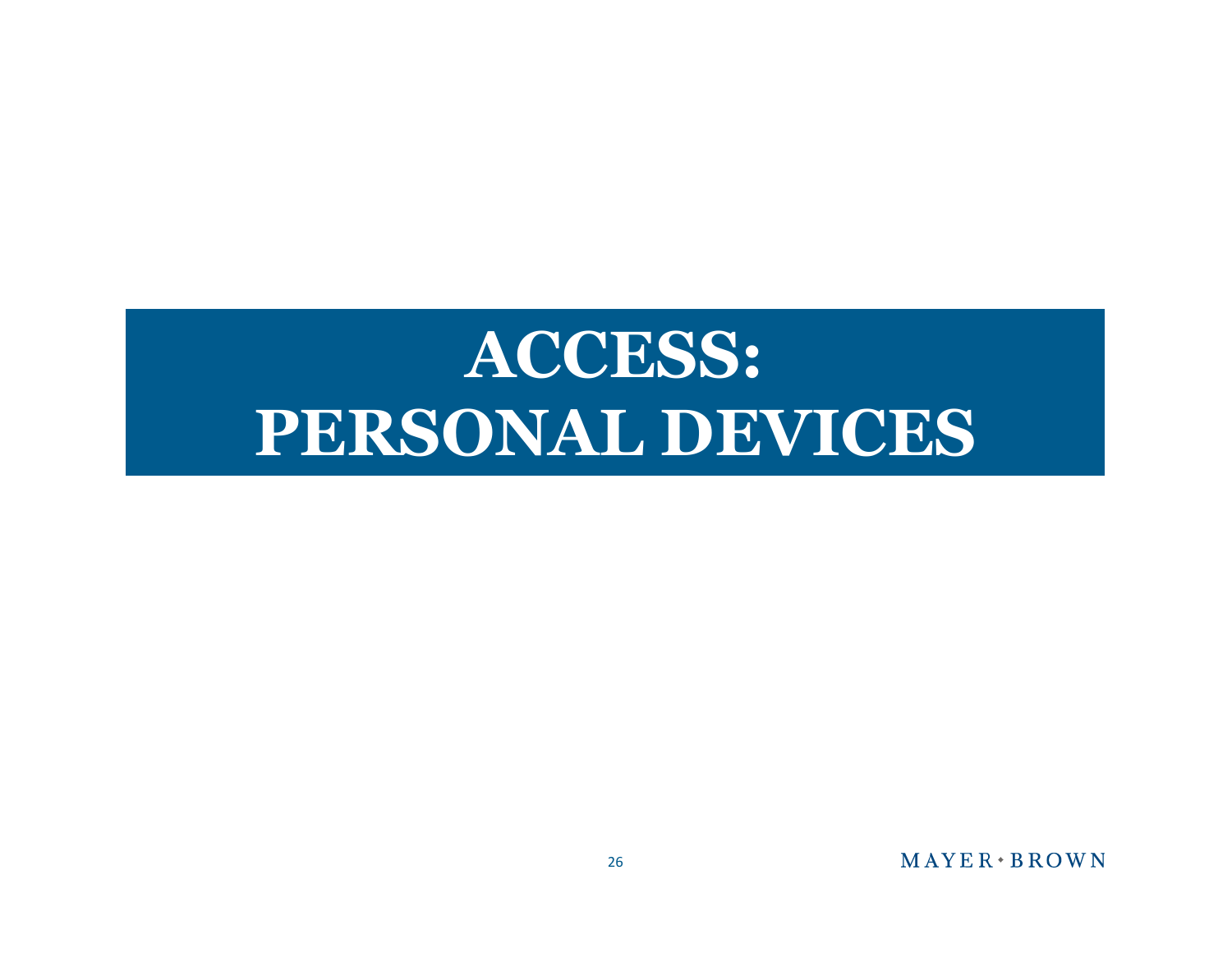# ACCESS: PERSONAL DEVICES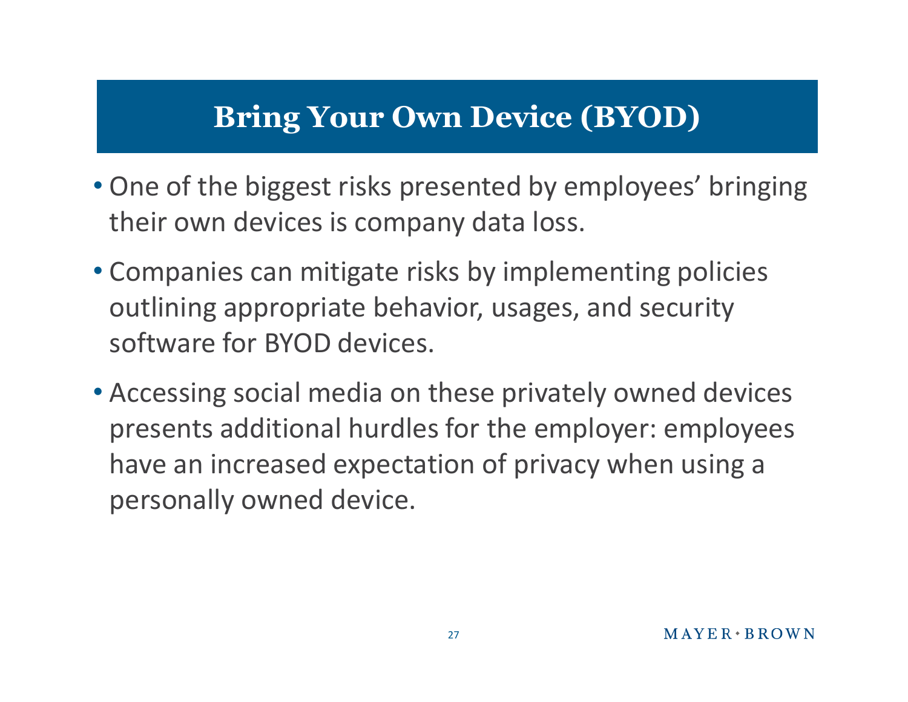# Bring Your Own Device (BYOD)

- One of the biggest risks presented by employees' bringing their own devices is company data loss.
- Companies can mitigate risks by implementing policies outlining appropriate behavior, usages, and security software for BYOD devices.
- Accessing social media on these privately owned devices presents additional hurdles for the employer: employees have an increased expectation of privacy when using a personally owned device.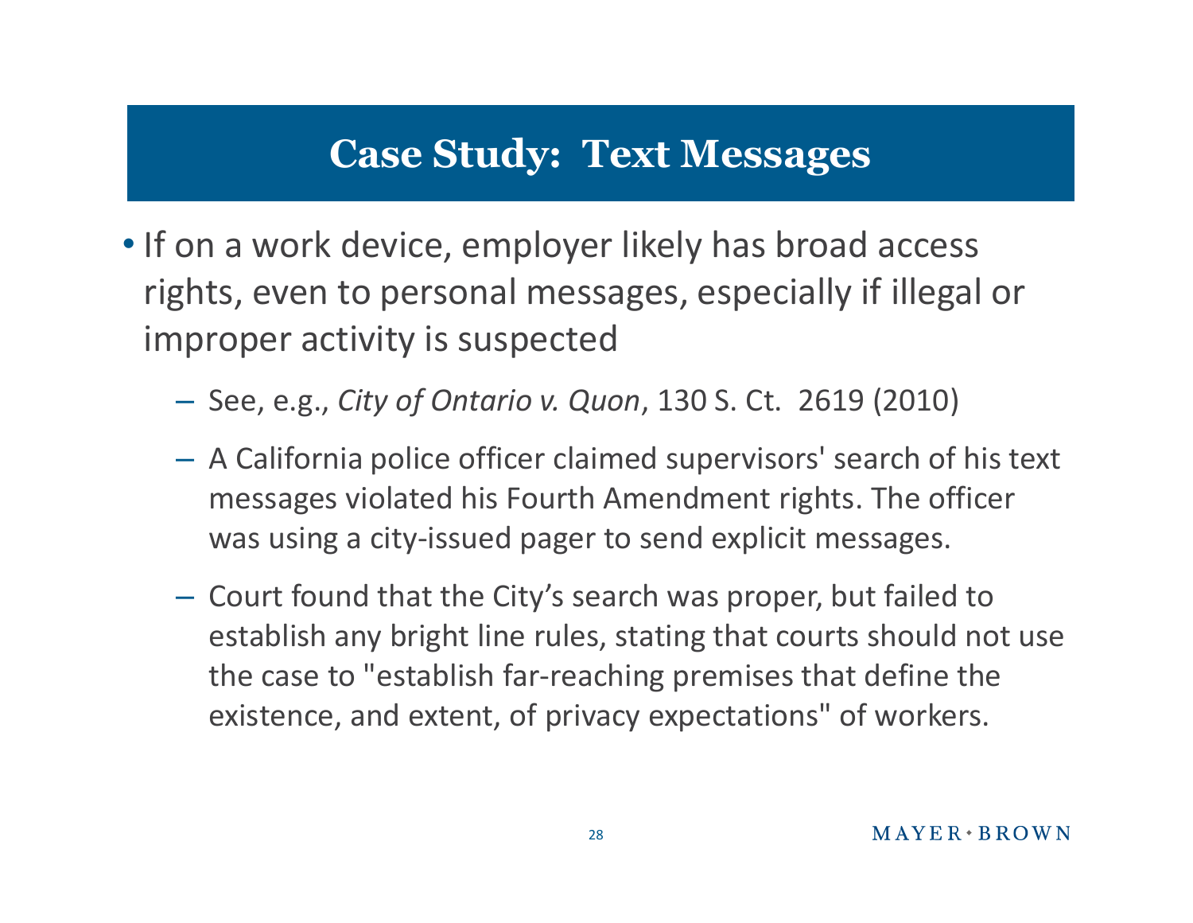# Case Study: Text Messages

- If on a work device, employer likely has broad access rights, even to personal messages, especially if illegal or improper activity is suspected
  - See, e.g., *City of Ontario v. Quon*, 130 S. Ct. 2619 (2010)
  - A California police officer claimed supervisors' search of his text messages violated his Fourth Amendment rights. The officer was using a city-issued pager to send explicit messages.
  - Court found that the City's search was proper, but failed to establish any bright line rules, stating that courts should not use the case to "establish far-reaching premises that define the existence, and extent, of privacy expectations" of workers.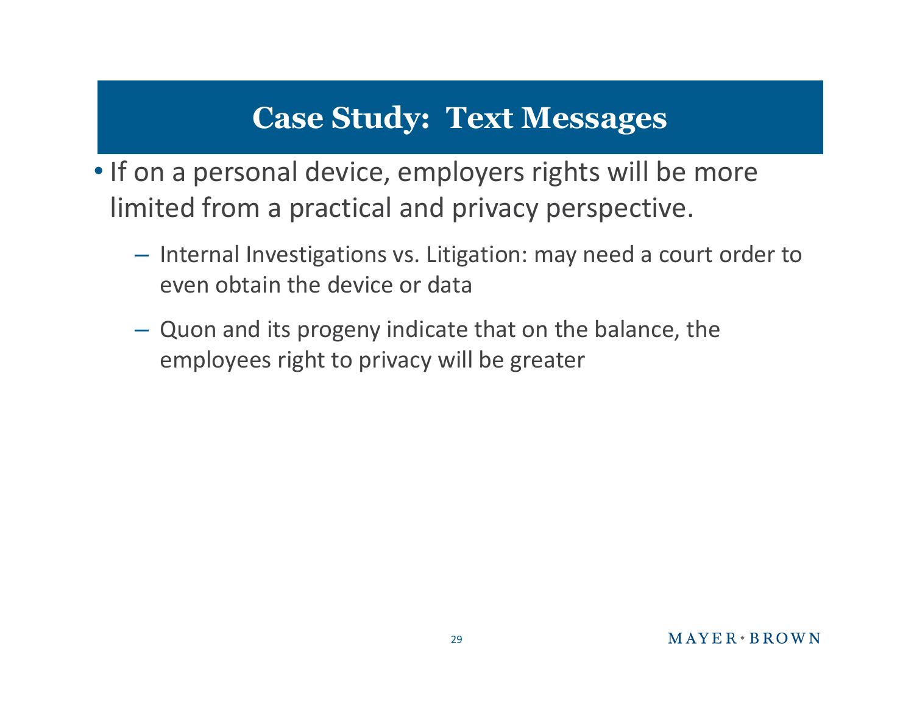# Case Study: Text Messages

- If on a personal device, employers rights will be more limited from a practical and privacy perspective.
  - Internal Investigations vs. Litigation: may need a court order to even obtain the device or data
  - Quon and its progeny indicate that on the balance, the employees right to privacy will be greater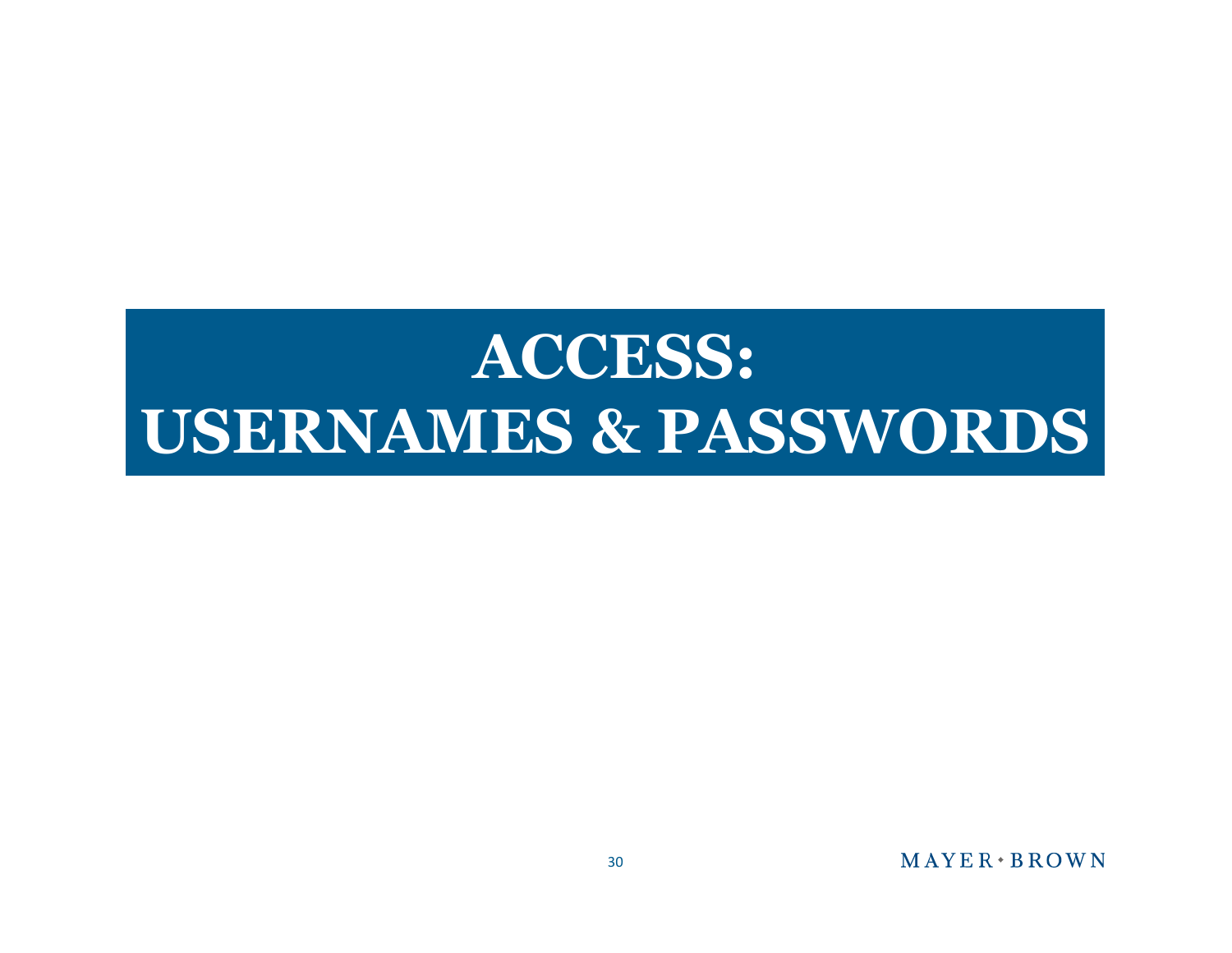# ACCESS: USERNAMES & PASSWORDS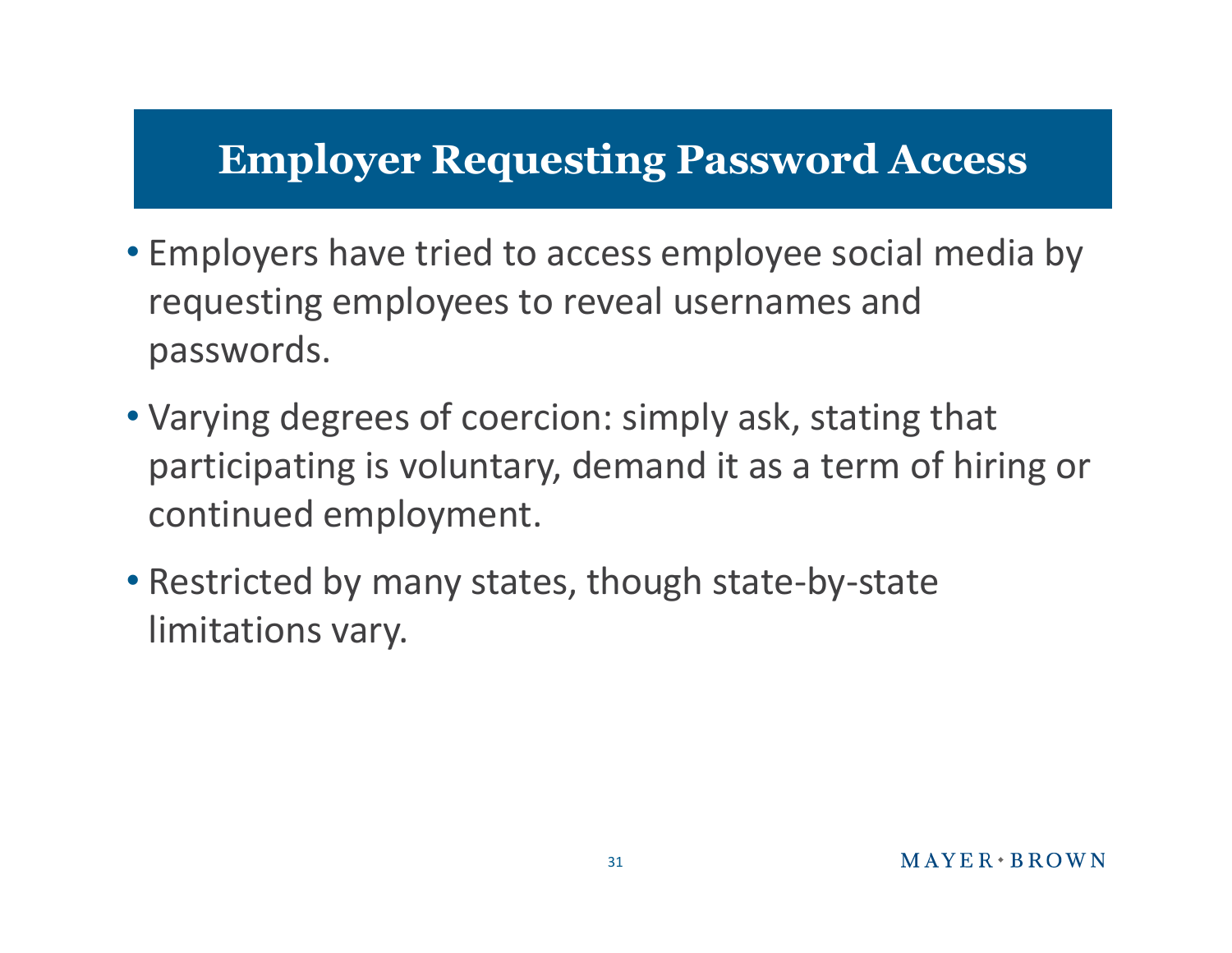# Employer Requesting Password Access

- Employers have tried to access employee social media by requesting employees to reveal usernames and passwords.
- Varying degrees of coercion: simply ask, stating that participating is voluntary, demand it as a term of hiring or continued employment.
- Restricted by many states, though state-by-state limitations vary.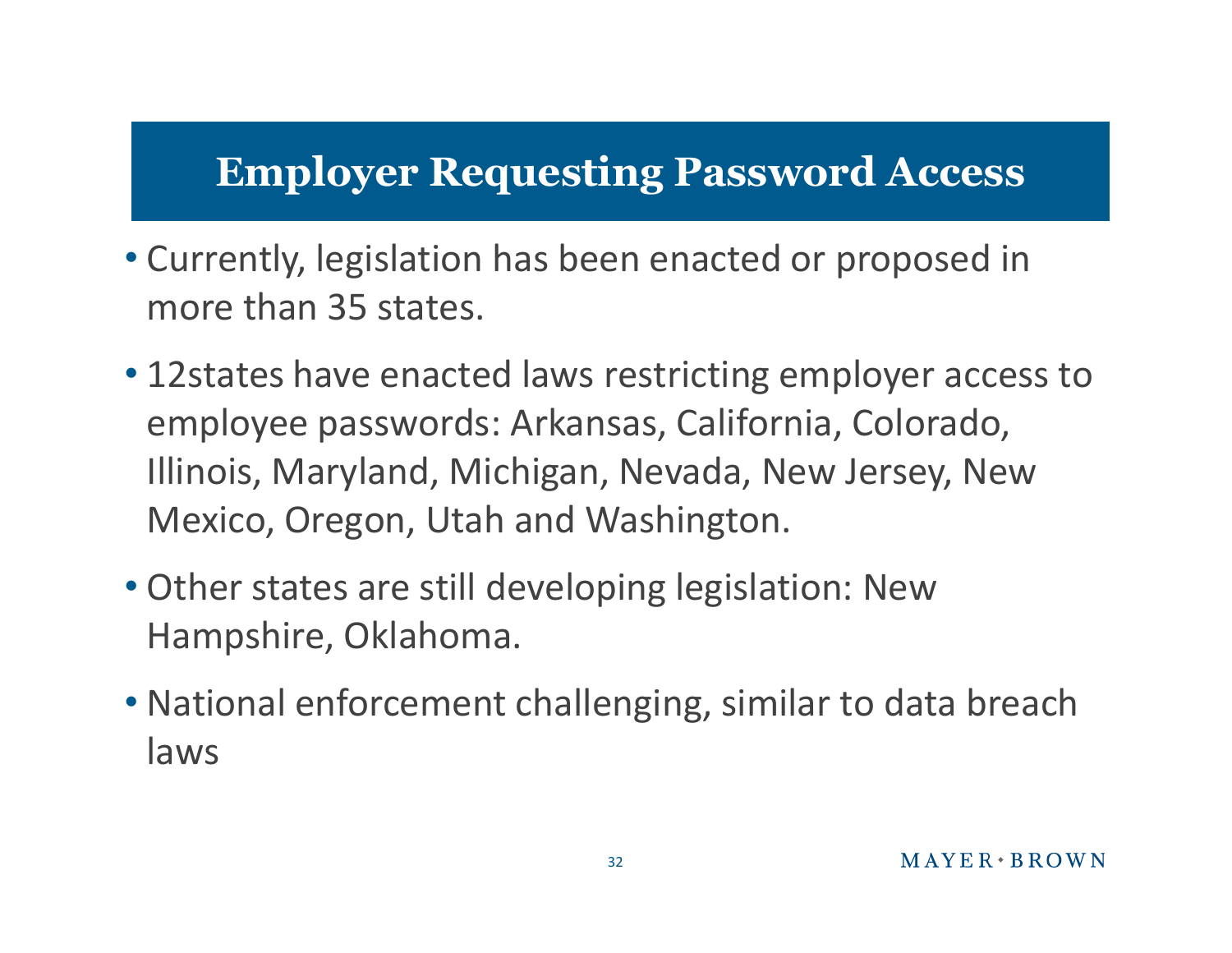# Employer Requesting Password Access

- Currently, legislation has been enacted or proposed in more than 35 states.
- 12states have enacted laws restricting employer access to employee passwords: Arkansas, California, Colorado, Illinois, Maryland, Michigan, Nevada, New Jersey, New Mexico, Oregon, Utah and Washington.
- Other states are still developing legislation: New Hampshire, Oklahoma.
- National enforcement challenging, similar to data breach laws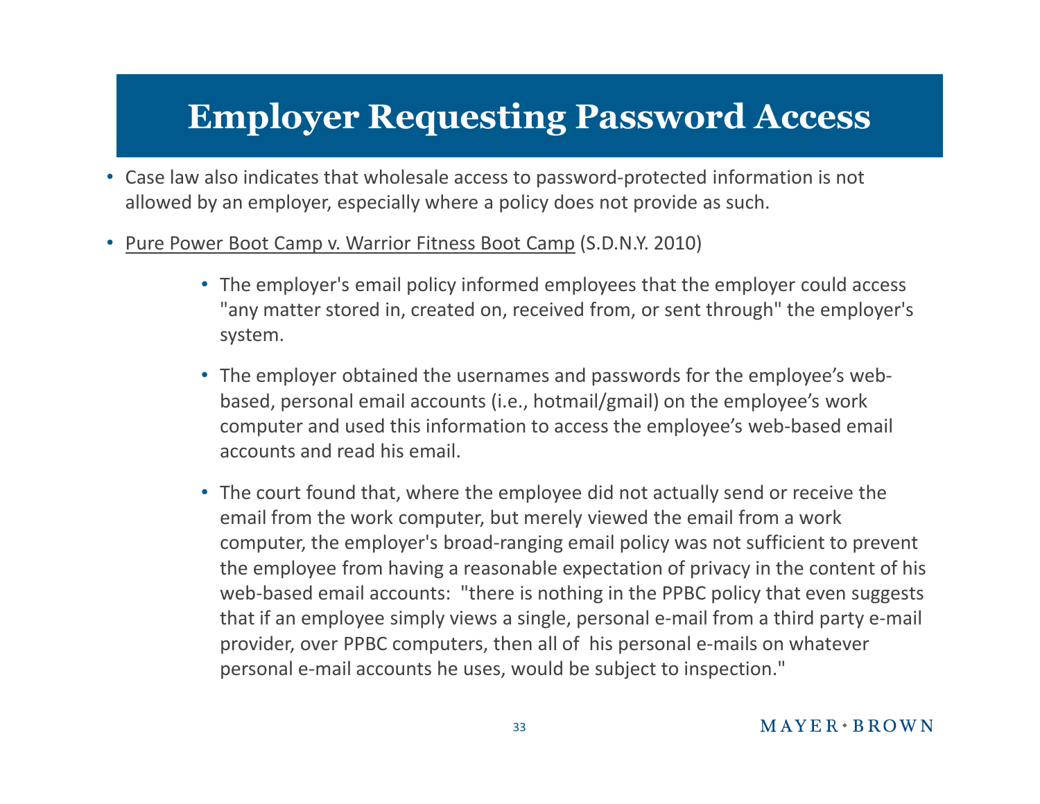# Employer Requesting Password Access

- Case law also indicates that wholesale access to password-protected information is not allowed by an employer, especially where a policy does not provide as such.
- Pure Power Boot Camp v. Warrior Fitness Boot Camp (S.D.N.Y. 2010)
  - The employer's email policy informed employees that the employer could access "any matter stored in, created on, received from, or sent through" the employer's system.
  - The employer obtained the usernames and passwords for the employee's web-based, personal email accounts (i.e., hotmail/gmail) on the employee's work computer and used this information to access the employee's web-based email accounts and read his email.
  - The court found that, where the employee did not actually send or receive the email from the work computer, but merely viewed the email from a work computer, the employer's broad-ranging email policy was not sufficient to prevent the employee from having a reasonable expectation of privacy in the content of his web-based email accounts: "there is nothing in the PPBC policy that even suggests that if an employee simply views a single, personal e-mail from a third party e-mail provider, over PPBC computers, then all of his personal e-mails on whatever personal e-mail accounts he uses, would be subject to inspection."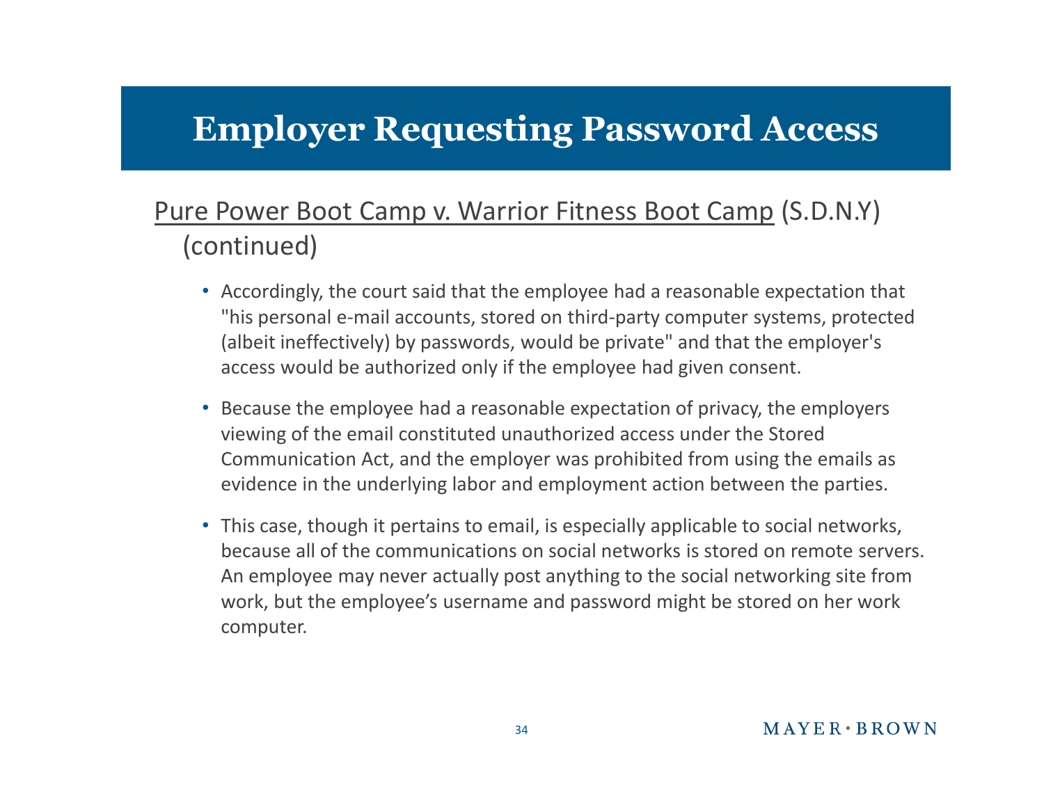# Employer Requesting Password Access

Pure Power Boot Camp v. Warrior Fitness Boot Camp (S.D.N.Y) (continued)

- Accordingly, the court said that the employee had a reasonable expectation that "his personal e-mail accounts, stored on third-party computer systems, protected (albeit ineffectively) by passwords, would be private" and that the employer's access would be authorized only if the employee had given consent.
- Because the employee had a reasonable expectation of privacy, the employers viewing of the email constituted unauthorized access under the Stored Communication Act, and the employer was prohibited from using the emails as evidence in the underlying labor and employment action between the parties.
- This case, though it pertains to email, is especially applicable to social networks, because all of the communications on social networks is stored on remote servers. An employee may never actually post anything to the social networking site from work, but the employee's username and password might be stored on her work computer.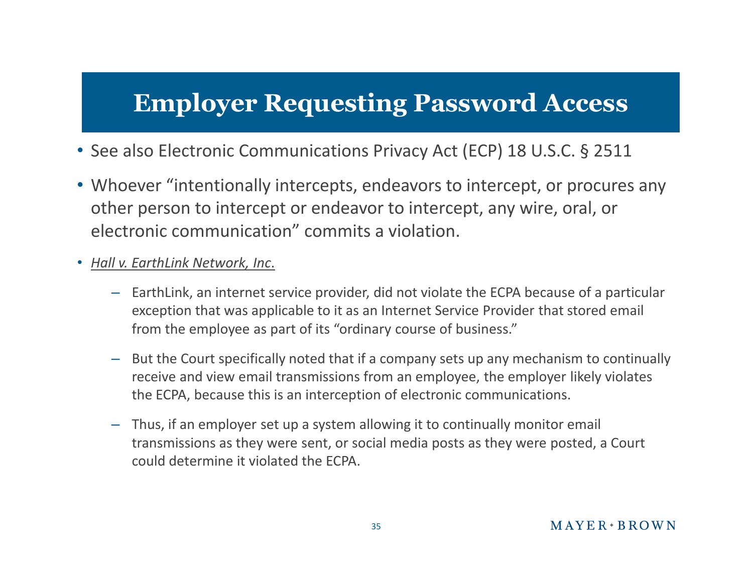# Employer Requesting Password Access

- See also Electronic Communications Privacy Act (ECP) 18 U.S.C. § 2511
- Whoever "intentionally intercepts, endeavors to intercept, or procures any other person to intercept or endeavor to intercept, any wire, oral, or electronic communication" commits a violation.
- *Hall v. EarthLink Network, Inc.*
  - EarthLink, an internet service provider, did not violate the ECPA because of a particular exception that was applicable to it as an Internet Service Provider that stored email from the employee as part of its "ordinary course of business."
  - But the Court specifically noted that if a company sets up any mechanism to continually receive and view email transmissions from an employee, the employer likely violates the ECPA, because this is an interception of electronic communications.
  - Thus, if an employer set up a system allowing it to continually monitor email transmissions as they were sent, or social media posts as they were posted, a Court could determine it violated the ECPA.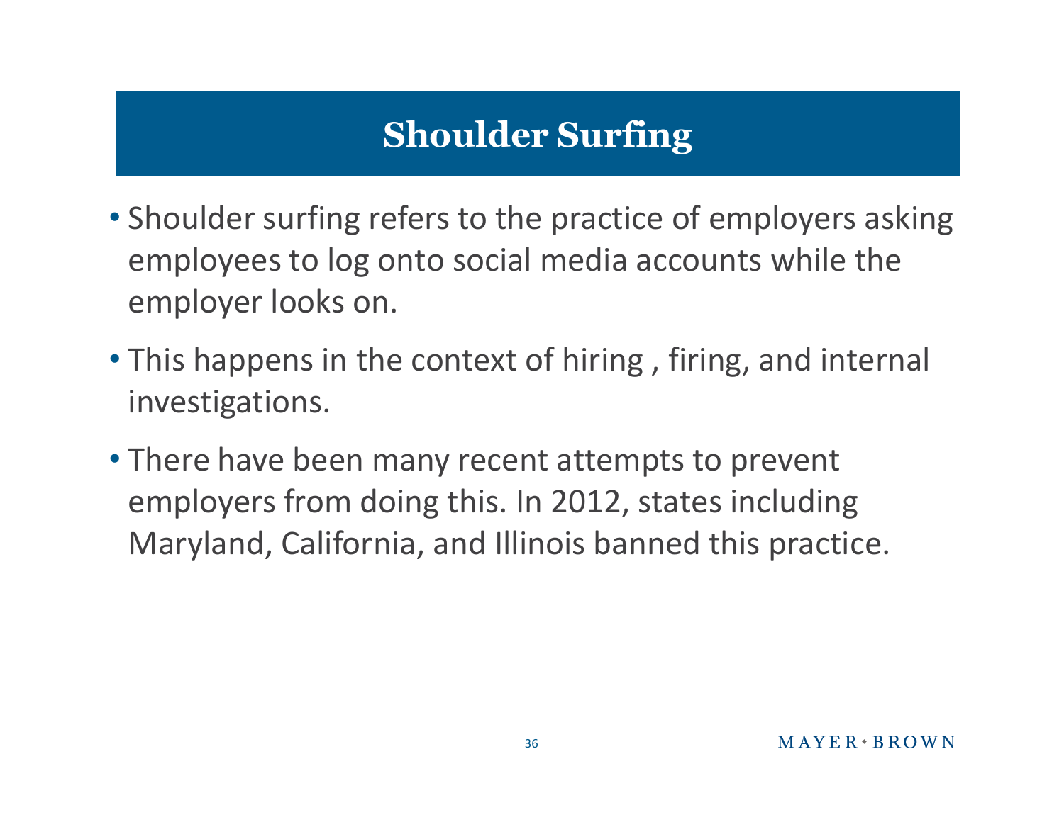# Shoulder Surfing

- Shoulder surfing refers to the practice of employers asking employees to log onto social media accounts while the employer looks on.
- This happens in the context of hiring , firing, and internal investigations.
- There have been many recent attempts to prevent employers from doing this. In 2012, states including Maryland, California, and Illinois banned this practice.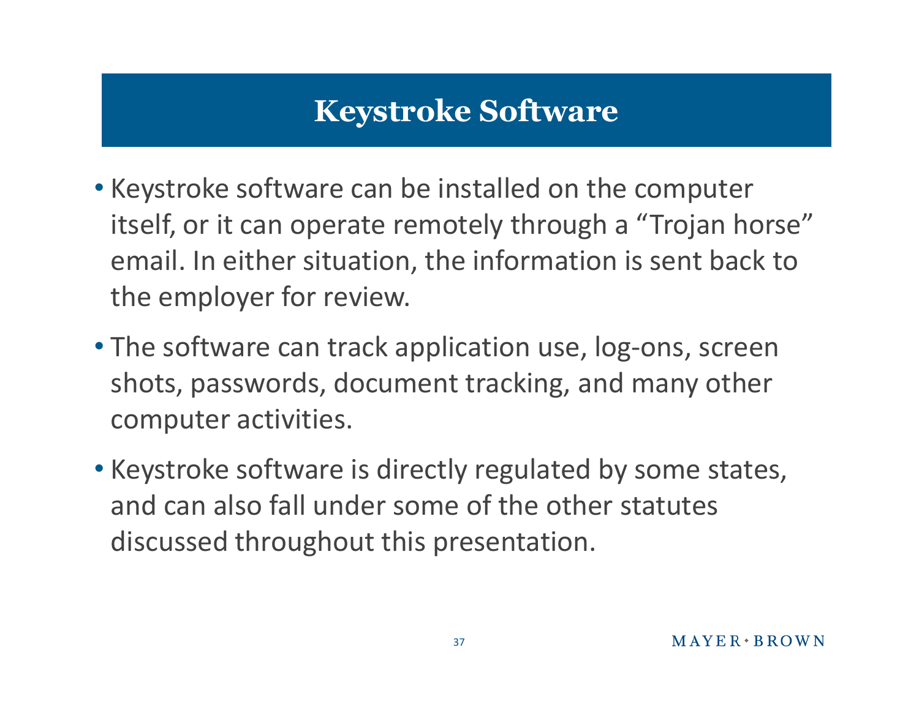# Keystroke Software

- Keystroke software can be installed on the computer itself, or it can operate remotely through a “Trojan horse” email. In either situation, the information is sent back to the employer for review.
- The software can track application use, log-ons, screen shots, passwords, document tracking, and many other computer activities.
- Keystroke software is directly regulated by some states, and can also fall under some of the other statutes discussed throughout this presentation.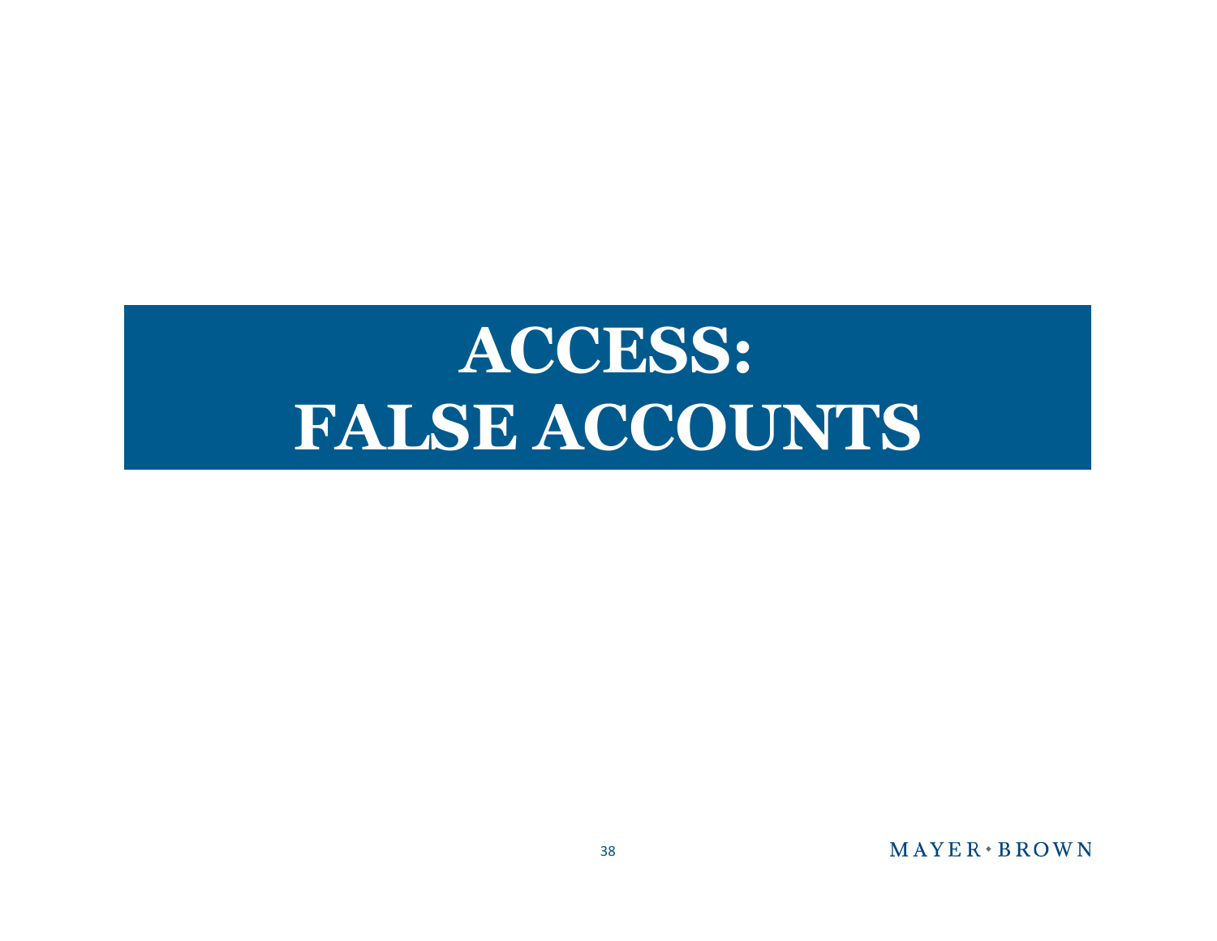# ACCESS: FALSE ACCOUNTS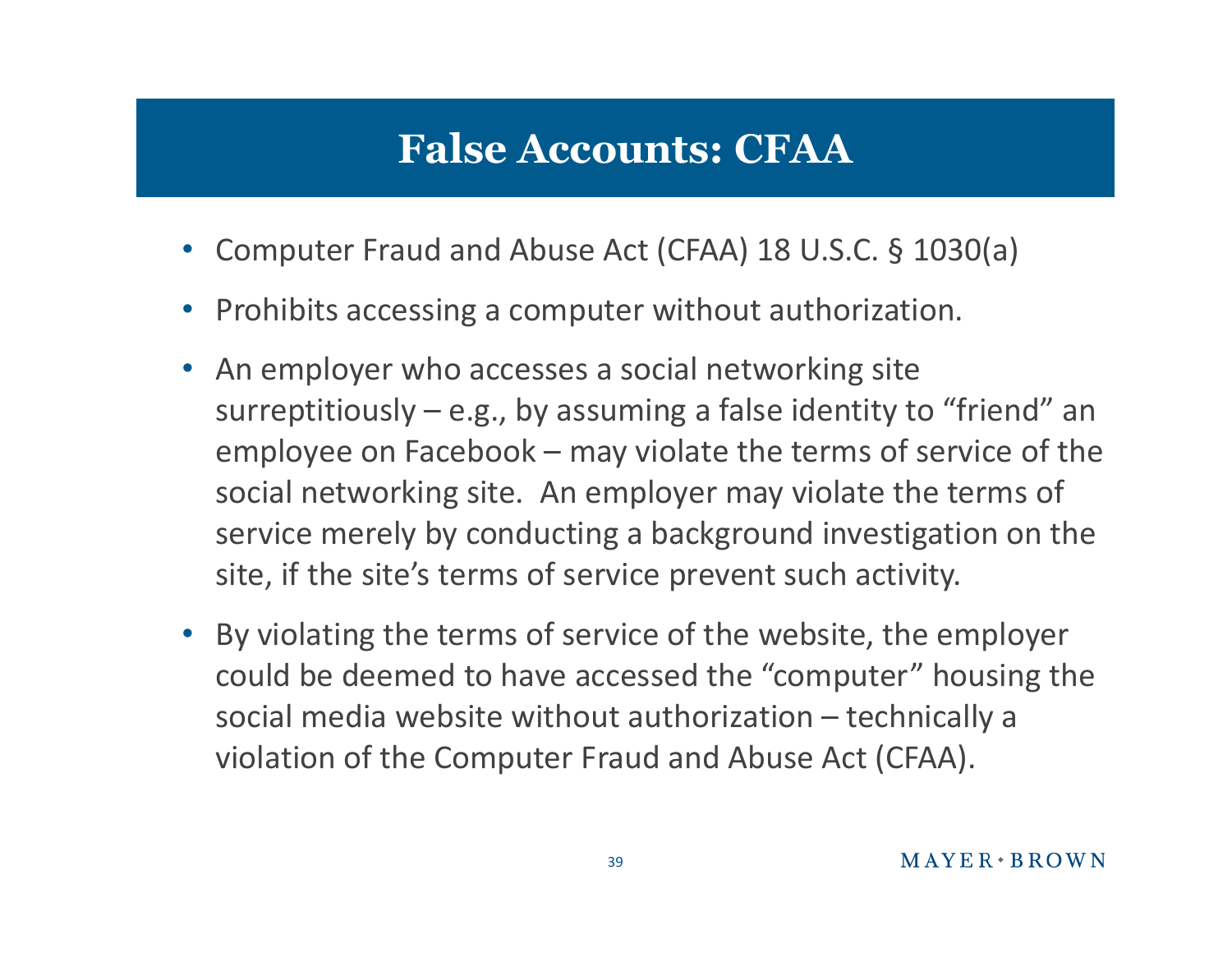# False Accounts: CFAA

- Computer Fraud and Abuse Act (CFAA) 18 U.S.C. § 1030(a)
- Prohibits accessing a computer without authorization.
- An employer who accesses a social networking site surreptitiously – e.g., by assuming a false identity to "friend" an employee on Facebook – may violate the terms of service of the social networking site. An employer may violate the terms of service merely by conducting a background investigation on the site, if the site's terms of service prevent such activity.
- By violating the terms of service of the website, the employer could be deemed to have accessed the "computer" housing the social media website without authorization – technically a violation of the Computer Fraud and Abuse Act (CFAA).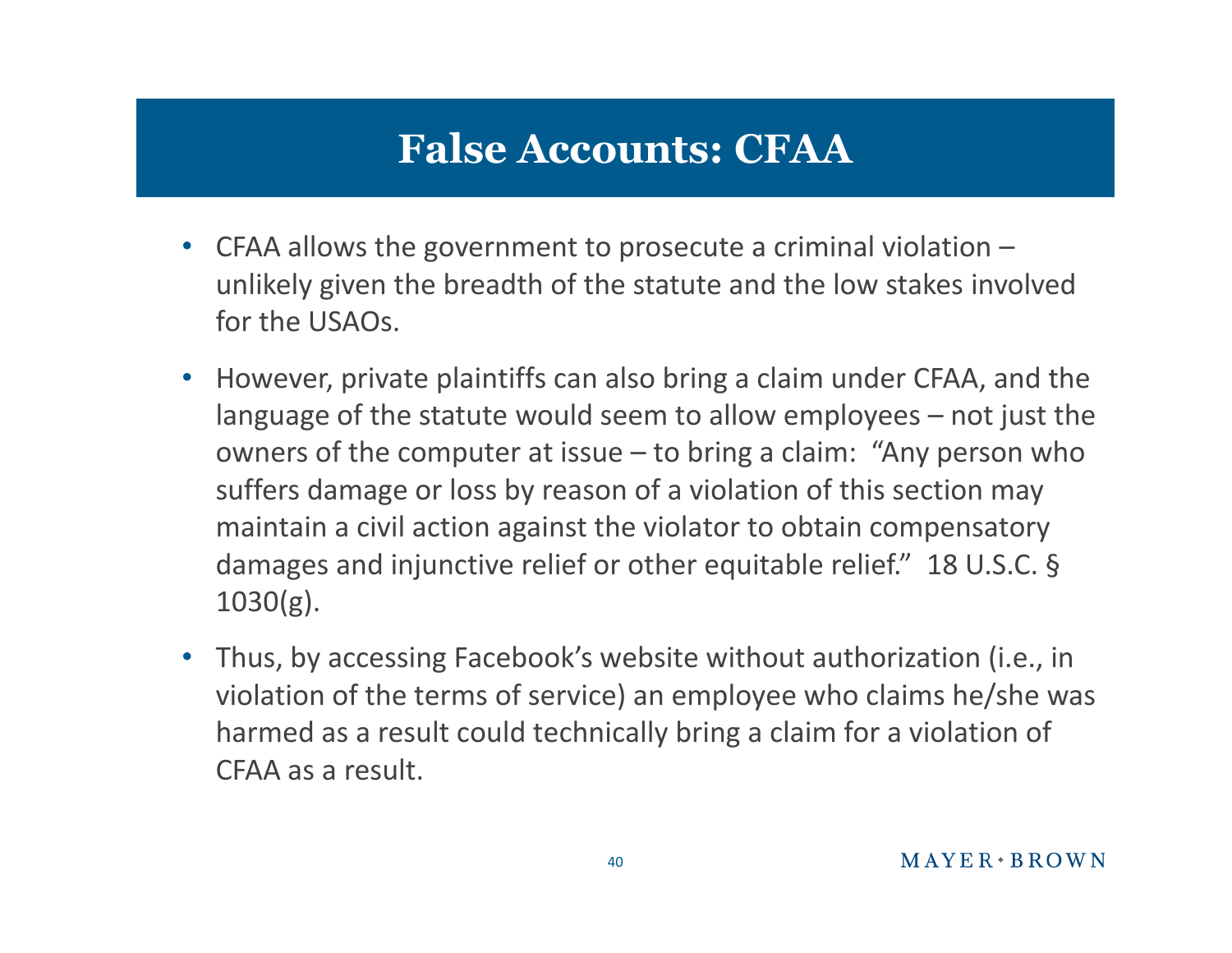# False Accounts: CFAA

- CFAA allows the government to prosecute a criminal violation – unlikely given the breadth of the statute and the low stakes involved for the USAOs.
- However, private plaintiffs can also bring a claim under CFAA, and the language of the statute would seem to allow employees – not just the owners of the computer at issue – to bring a claim: "Any person who suffers damage or loss by reason of a violation of this section may maintain a civil action against the violator to obtain compensatory damages and injunctive relief or other equitable relief." 18 U.S.C. § 1030(g).
- Thus, by accessing Facebook's website without authorization (i.e., in violation of the terms of service) an employee who claims he/she was harmed as a result could technically bring a claim for a violation of CFAA as a result.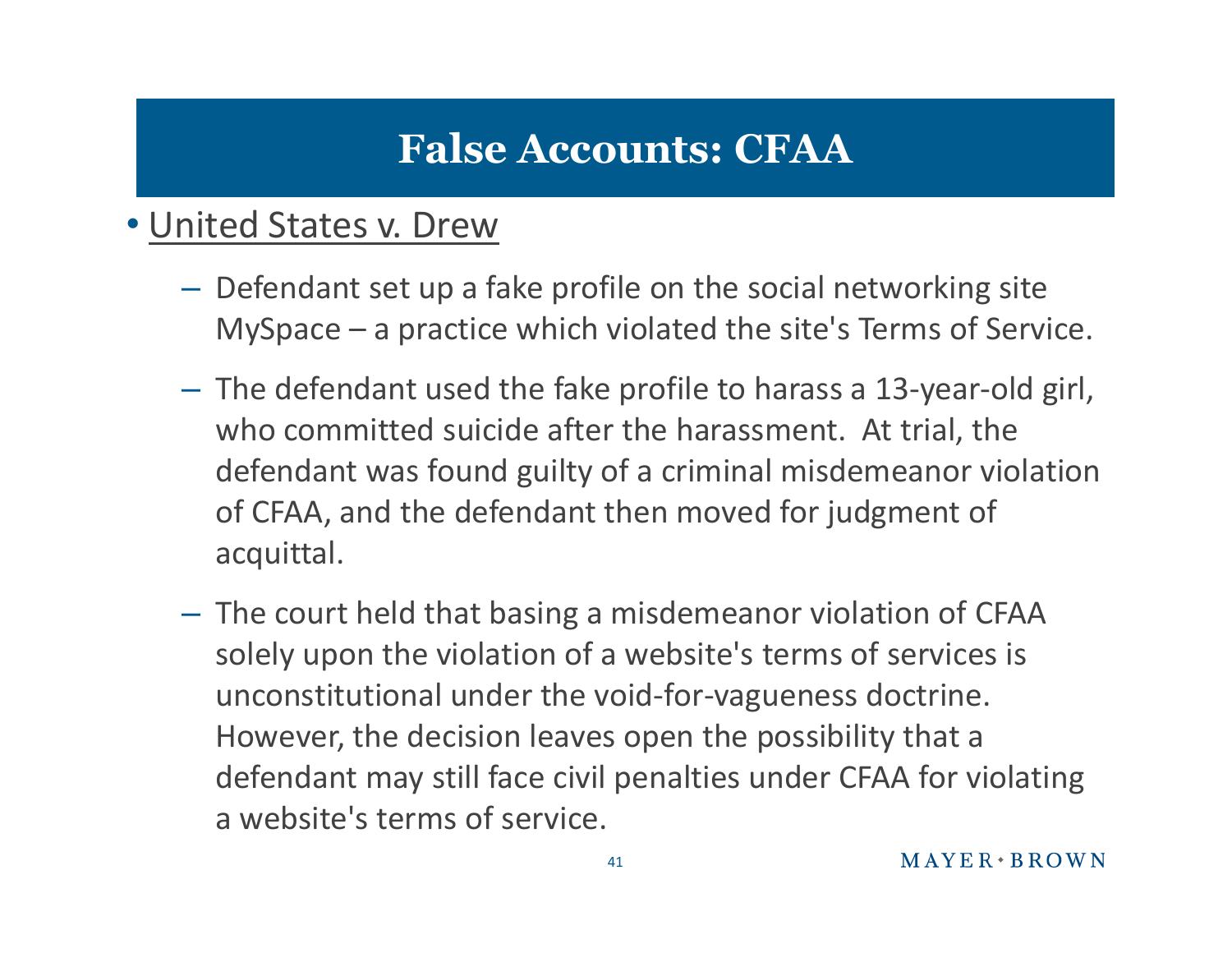# False Accounts: CFAA

- United States v. Drew
  - Defendant set up a fake profile on the social networking site MySpace – a practice which violated the site's Terms of Service.
  - The defendant used the fake profile to harass a 13-year-old girl, who committed suicide after the harassment. At trial, the defendant was found guilty of a criminal misdemeanor violation of CFAA, and the defendant then moved for judgment of acquittal.
  - The court held that basing a misdemeanor violation of CFAA solely upon the violation of a website's terms of services is unconstitutional under the void-for-vagueness doctrine. However, the decision leaves open the possibility that a defendant may still face civil penalties under CFAA for violating a website's terms of service.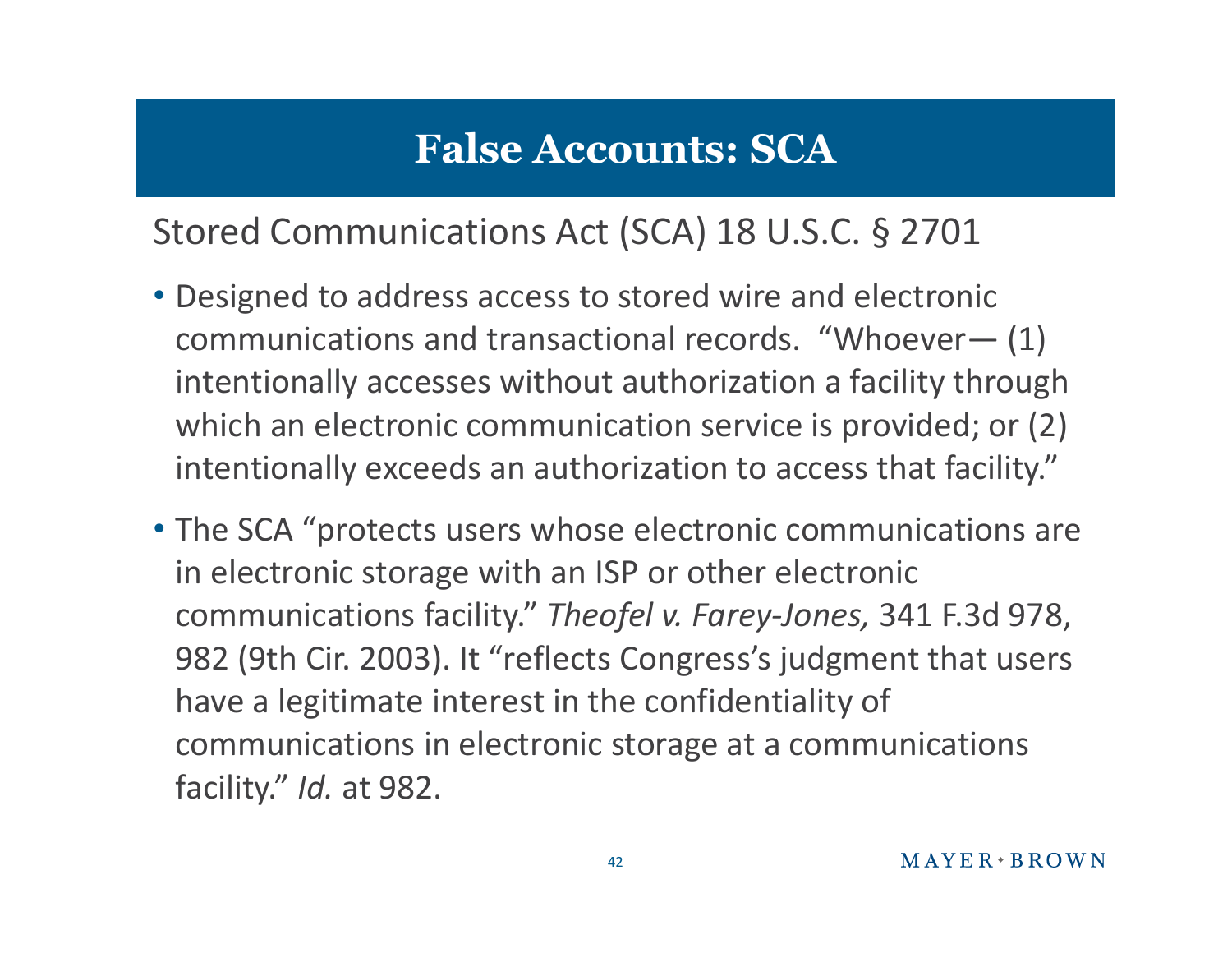# False Accounts: SCA

Stored Communications Act (SCA) 18 U.S.C. § 2701

- Designed to address access to stored wire and electronic communications and transactional records. "Whoever— (1) intentionally accesses without authorization a facility through which an electronic communication service is provided; or (2) intentionally exceeds an authorization to access that facility."
- The SCA "protects users whose electronic communications are in electronic storage with an ISP or other electronic communications facility." *Theofel v. Farey-Jones,* 341 F.3d 978, 982 (9th Cir. 2003). It "reflects Congress's judgment that users have a legitimate interest in the confidentiality of communications in electronic storage at a communications facility." *Id.* at 982.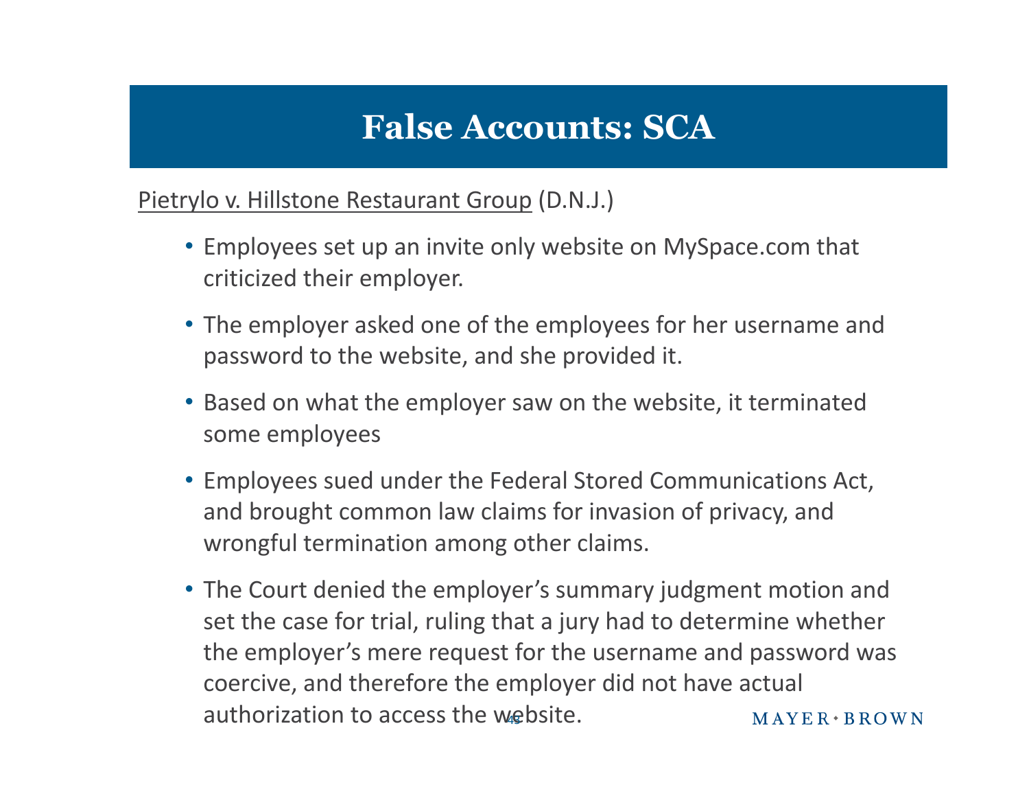# False Accounts: SCA

Pietrylo v. Hillstone Restaurant Group (D.N.J.)

- Employees set up an invite only website on MySpace.com that criticized their employer.
- The employer asked one of the employees for her username and password to the website, and she provided it.
- Based on what the employer saw on the website, it terminated some employees
- Employees sued under the Federal Stored Communications Act, and brought common law claims for invasion of privacy, and wrongful termination among other claims.
- The Court denied the employer's summary judgment motion and set the case for trial, ruling that a jury had to determine whether the employer's mere request for the username and password was coercive, and therefore the employer did not have actual authorization to access the website.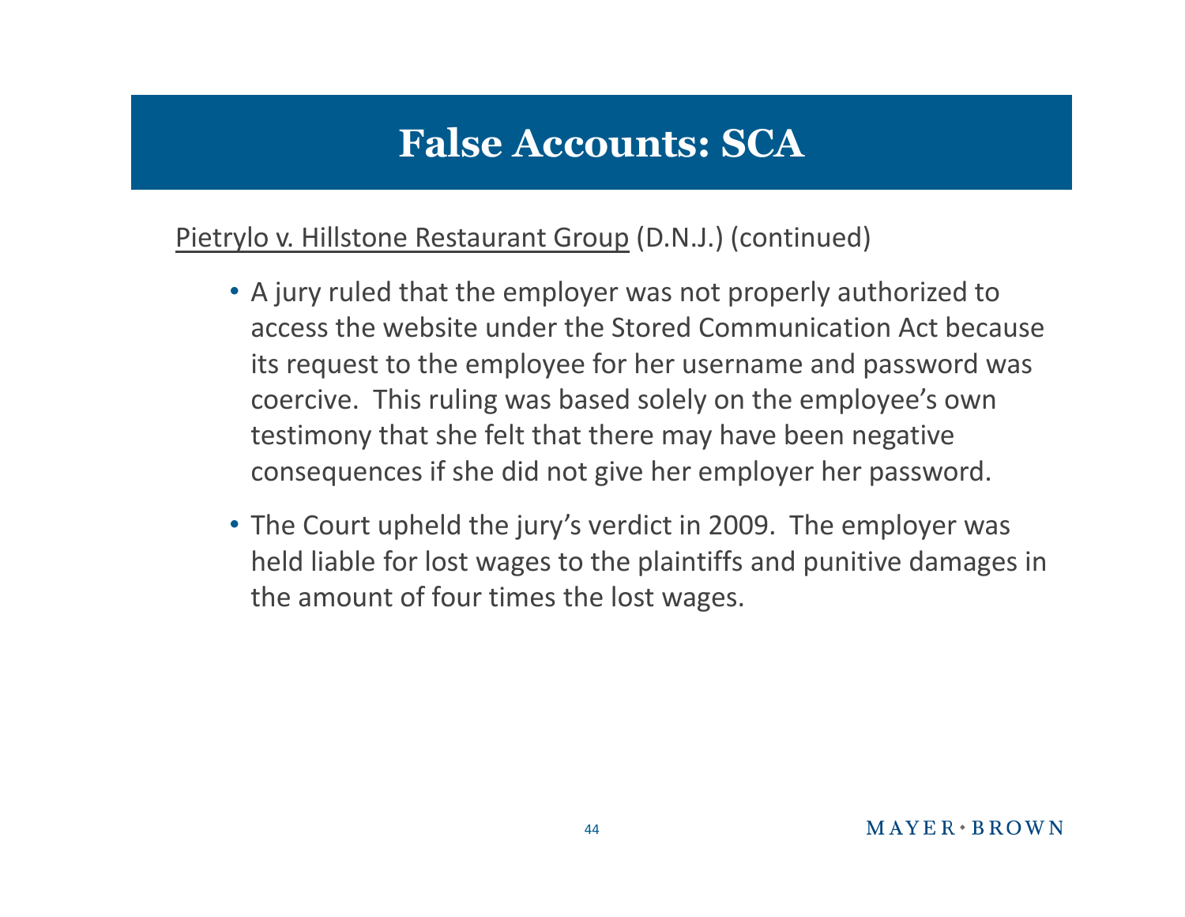# False Accounts: SCA

<u>Pietrylo v. Hillstone Restaurant Group</u> (D.N.J.) (continued)

- A jury ruled that the employer was not properly authorized to access the website under the Stored Communication Act because its request to the employee for her username and password was coercive. This ruling was based solely on the employee's own testimony that she felt that there may have been negative consequences if she did not give her employer her password.
- The Court upheld the jury's verdict in 2009. The employer was held liable for lost wages to the plaintiffs and punitive damages in the amount of four times the lost wages.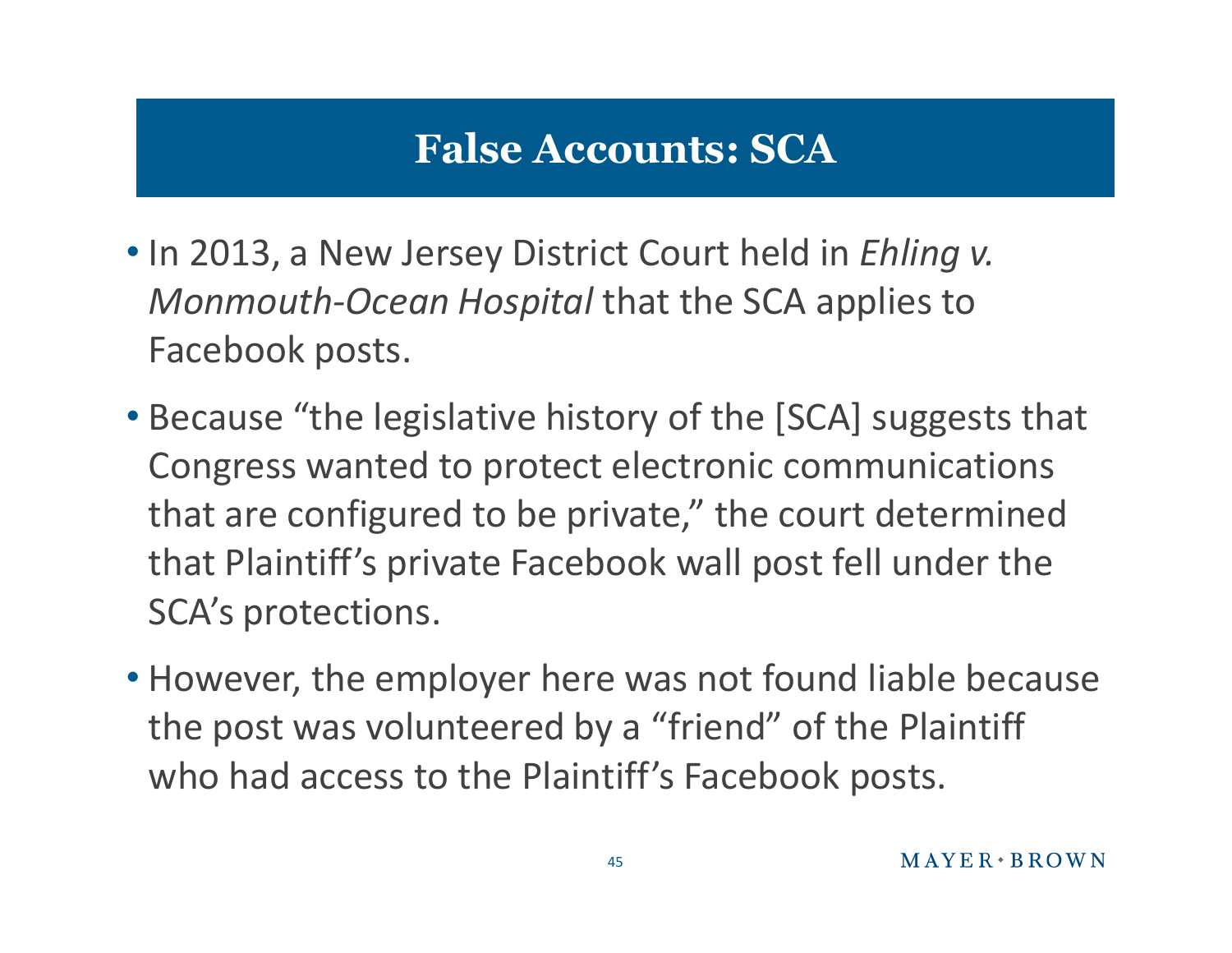# False Accounts: SCA

- In 2013, a New Jersey District Court held in *Ehling v. Monmouth-Ocean Hospital* that the SCA applies to Facebook posts.
- Because "the legislative history of the [SCA] suggests that Congress wanted to protect electronic communications that are configured to be private," the court determined that Plaintiff's private Facebook wall post fell under the SCA's protections.
- However, the employer here was not found liable because the post was volunteered by a "friend" of the Plaintiff who had access to the Plaintiff's Facebook posts.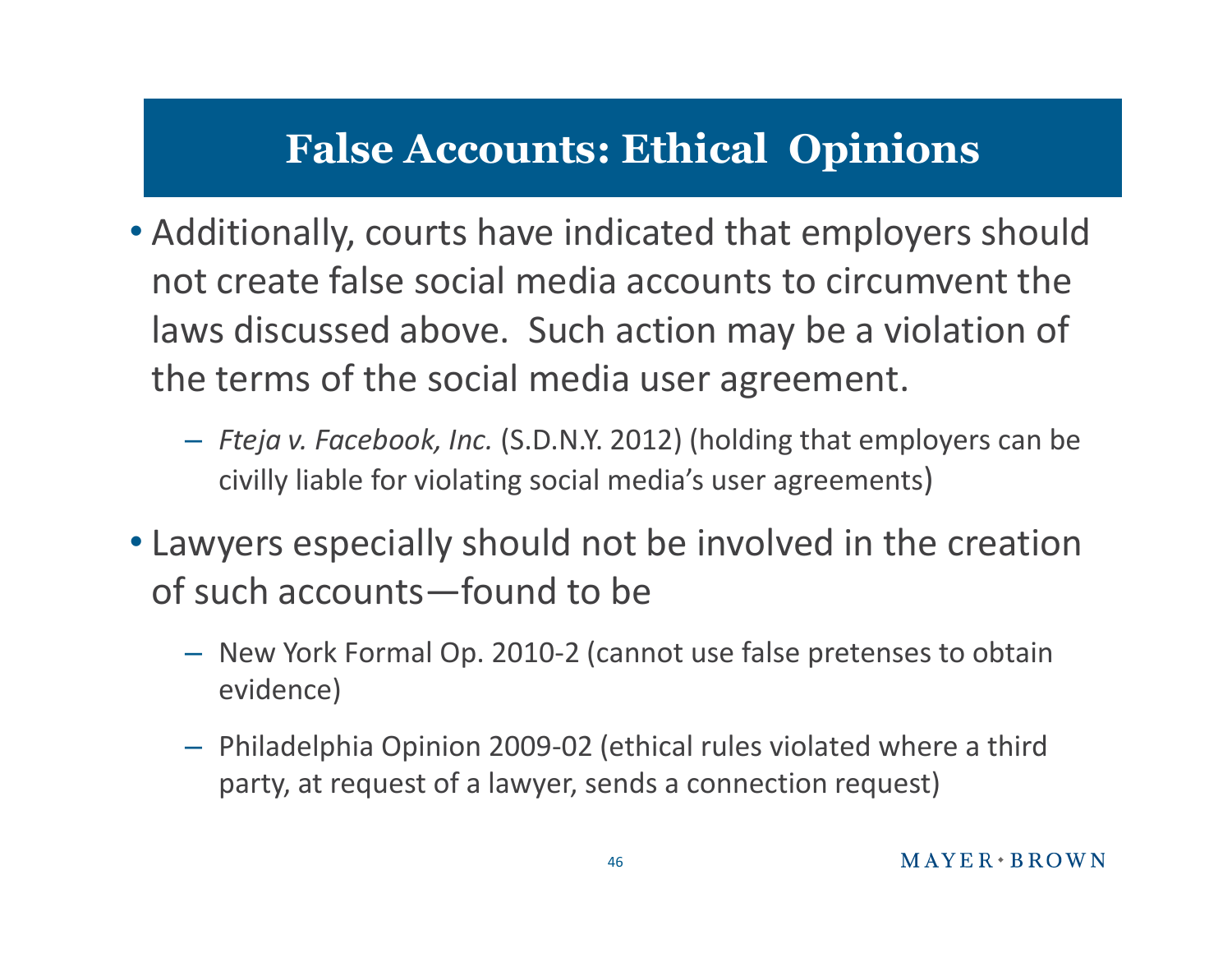# False Accounts: Ethical Opinions

- Additionally, courts have indicated that employers should not create false social media accounts to circumvent the laws discussed above. Such action may be a violation of the terms of the social media user agreement.
  - *Fteja v. Facebook, Inc.* (S.D.N.Y. 2012) (holding that employers can be civilly liable for violating social media's user agreements)
- Lawyers especially should not be involved in the creation of such accounts—found to be
  - New York Formal Op. 2010-2 (cannot use false pretenses to obtain evidence)
  - Philadelphia Opinion 2009-02 (ethical rules violated where a third party, at request of a lawyer, sends a connection request)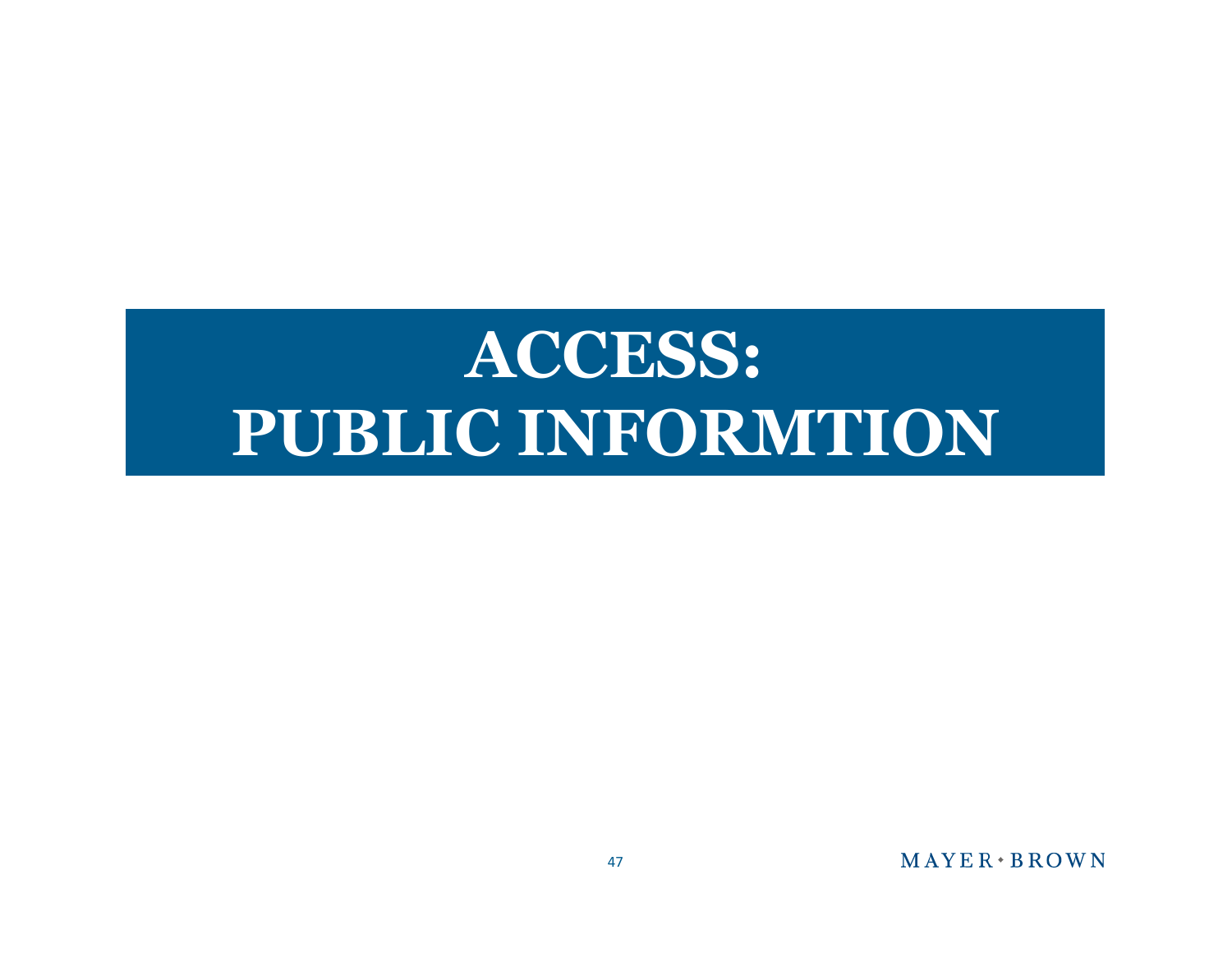# ACCESS: PUBLIC INFORMTION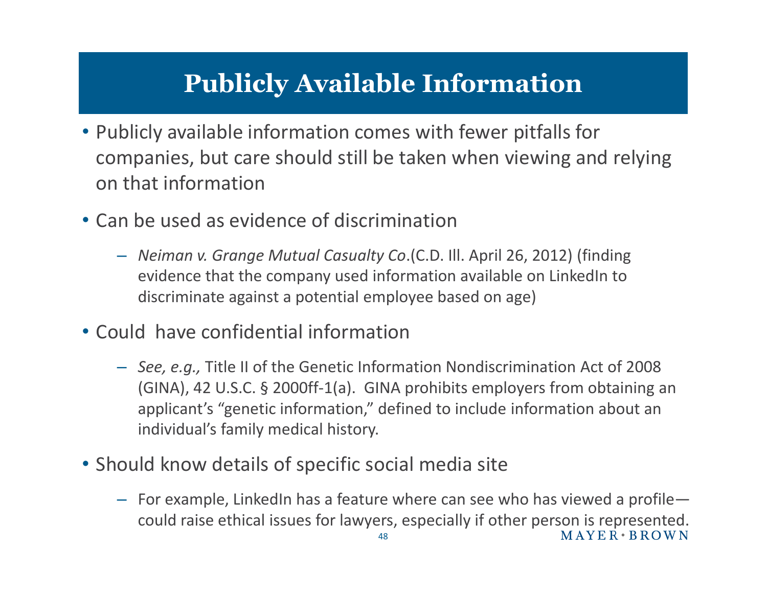# Publicly Available Information

- Publicly available information comes with fewer pitfalls for companies, but care should still be taken when viewing and relying on that information
- Can be used as evidence of discrimination
  - *Neiman v. Grange Mutual Casualty Co*.(C.D. Ill. April 26, 2012) (finding evidence that the company used information available on LinkedIn to discriminate against a potential employee based on age)
- Could have confidential information
  - *See, e.g.,* Title II of the Genetic Information Nondiscrimination Act of 2008 (GINA), 42 U.S.C. § 2000ff-1(a). GINA prohibits employers from obtaining an applicant's "genetic information," defined to include information about an individual's family medical history.
- Should know details of specific social media site
  - For example, LinkedIn has a feature where can see who has viewed a profile—could raise ethical issues for lawyers, especially if other person is represented.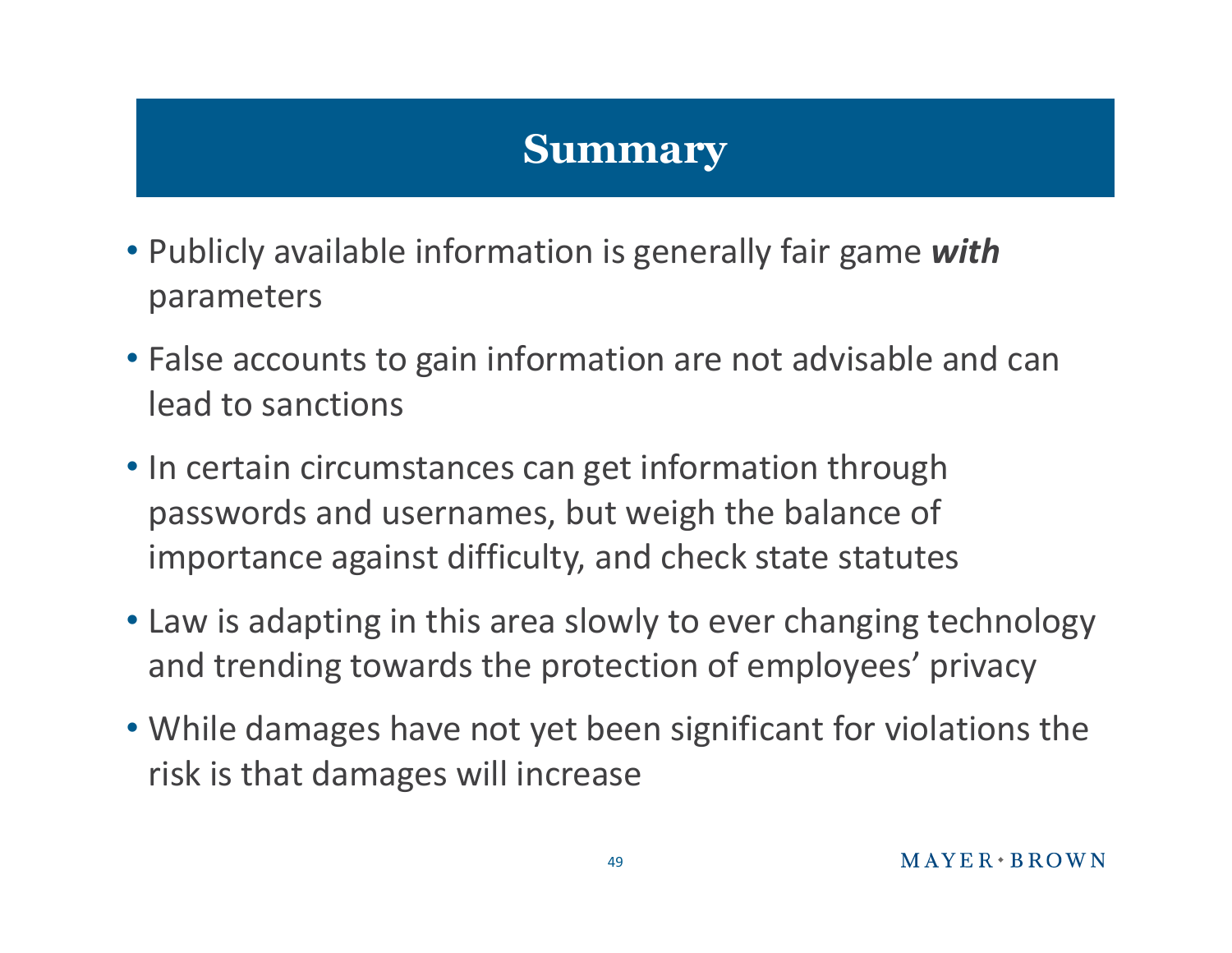# Summary

- Publicly available information is generally fair game ***with*** parameters
- False accounts to gain information are not advisable and can lead to sanctions
- In certain circumstances can get information through passwords and usernames, but weigh the balance of importance against difficulty, and check state statutes
- Law is adapting in this area slowly to ever changing technology and trending towards the protection of employees' privacy
- While damages have not yet been significant for violations the risk is that damages will increase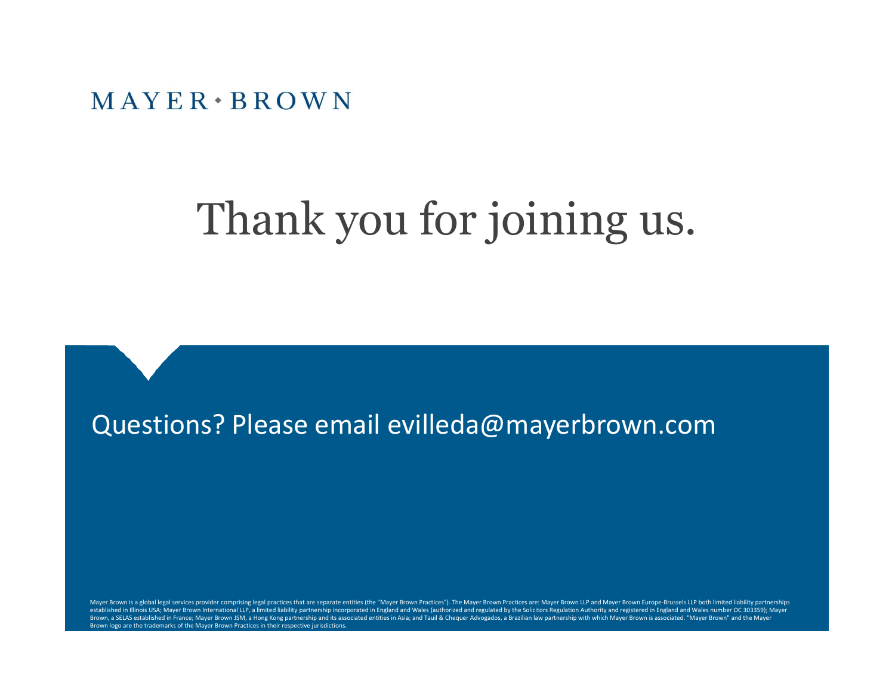MAYER • BROWN

# Thank you for joining us.

Questions? Please email evilleda@mayerbrown.com

Mayer Brown is a global legal services provider comprising legal practices that are separate entities (the "Mayer Brown Practices"). The Mayer Brown Practices are: Mayer Brown LLP and Mayer Brown Europe-Brussels LLP both limited liability partnerships established in Illinois USA; Mayer Brown International LLP, a limited liability partnership incorporated in England and Wales (authorized and regulated by the Solicitors Regulation Authority and registered in England and Wales number OC 303359); Mayer Brown, a SELAS established in France; Mayer Brown JSM, a Hong Kong partnership and its associated entities in Asia; and Tauil & Chequer Advogados, a Brazilian law partnership with which Mayer Brown is associated. "Mayer Brown" and the Mayer Brown logo are the trademarks of the Mayer Brown Practices in their respective jurisdictions.